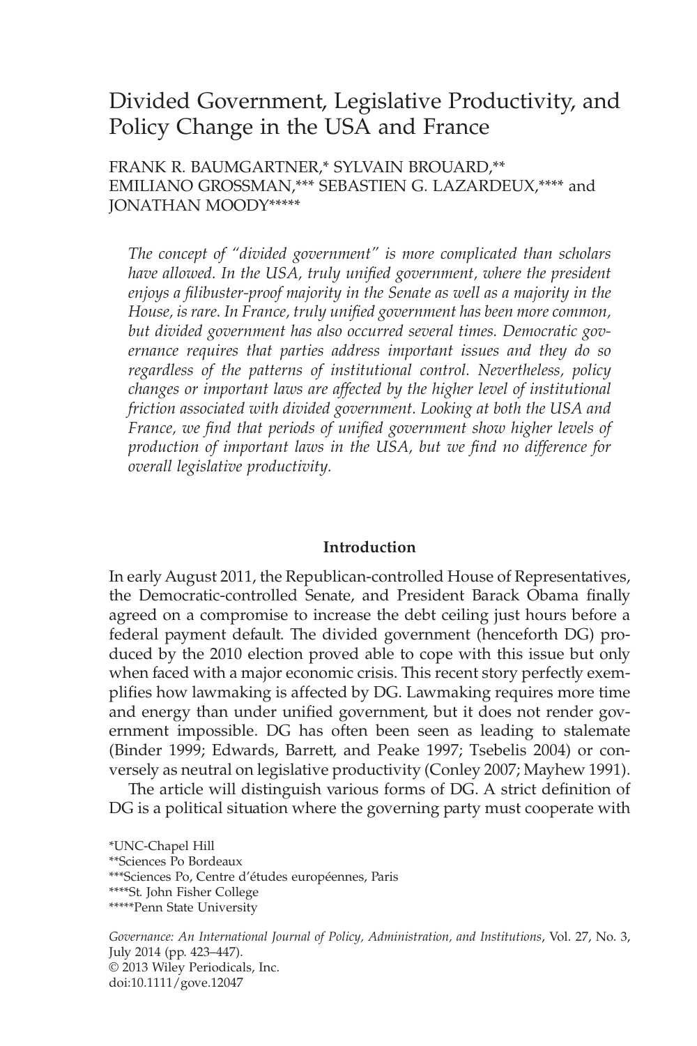# Divided Government, Legislative Productivity, and Policy Change in the USA and France

FRANK R. BAUMGARTNER,* SYLVAIN BROUARD,** EMILIANO GROSSMAN,*** SEBASTIEN G. LAZARDEUX,**** and JONATHAN MOODY*****

*The concept of "divided government" is more complicated than scholars have allowed. In the USA, truly unified government, where the president enjoys a filibuster-proof majority in the Senate as well as a majority in the House, is rare. In France, truly unified government has been more common, but divided government has also occurred several times. Democratic governance requires that parties address important issues and they do so regardless of the patterns of institutional control. Nevertheless, policy changes or important laws are affected by the higher level of institutional friction associated with divided government. Looking at both the USA and France, we find that periods of unified government show higher levels of production of important laws in the USA, but we find no difference for overall legislative productivity.*

## Introduction

In early August 2011, the Republican-controlled House of Representatives, the Democratic-controlled Senate, and President Barack Obama finally agreed on a compromise to increase the debt ceiling just hours before a federal payment default. The divided government (henceforth DG) produced by the 2010 election proved able to cope with this issue but only when faced with a major economic crisis. This recent story perfectly exemplifies how lawmaking is affected by DG. Lawmaking requires more time and energy than under unified government, but it does not render government impossible. DG has often been seen as leading to stalemate (Binder 1999; Edwards, Barrett, and Peake 1997; Tsebelis 2004) or conversely as neutral on legislative productivity (Conley 2007; Mayhew 1991).

The article will distinguish various forms of DG. A strict definition of DG is a political situation where the governing party must cooperate with

*UNC-Chapel Hill

**Sciences Po Bordeaux

***Sciences Po, Centre d'études européennes, Paris

****St. John Fisher College

*****Penn State University

*Governance: An International Journal of Policy, Administration, and Institutions*, Vol. 27, No. 3, July 2014 (pp. 423–447).
© 2013 Wiley Periodicals, Inc.
doi:10.1111/gove.12047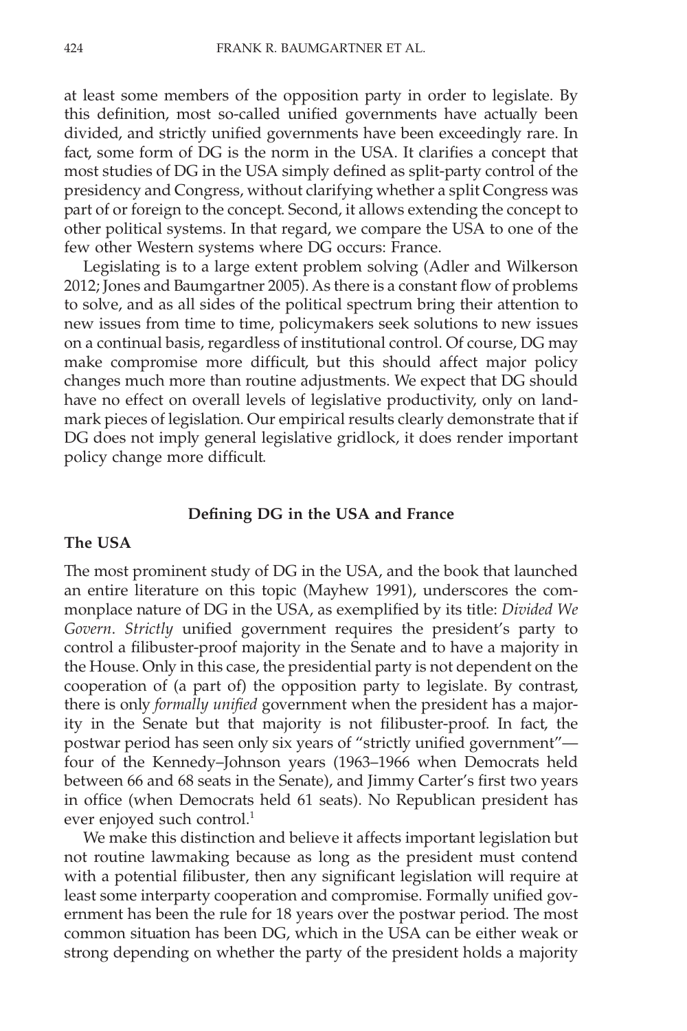at least some members of the opposition party in order to legislate. By this definition, most so-called unified governments have actually been divided, and strictly unified governments have been exceedingly rare. In fact, some form of DG is the norm in the USA. It clarifies a concept that most studies of DG in the USA simply defined as split-party control of the presidency and Congress, without clarifying whether a split Congress was part of or foreign to the concept. Second, it allows extending the concept to other political systems. In that regard, we compare the USA to one of the few other Western systems where DG occurs: France.

Legislating is to a large extent problem solving (Adler and Wilkerson 2012; Jones and Baumgartner 2005). As there is a constant flow of problems to solve, and as all sides of the political spectrum bring their attention to new issues from time to time, policymakers seek solutions to new issues on a continual basis, regardless of institutional control. Of course, DG may make compromise more difficult, but this should affect major policy changes much more than routine adjustments. We expect that DG should have no effect on overall levels of legislative productivity, only on landmark pieces of legislation. Our empirical results clearly demonstrate that if DG does not imply general legislative gridlock, it does render important policy change more difficult.

## Defining DG in the USA and France

### The USA

The most prominent study of DG in the USA, and the book that launched an entire literature on this topic (Mayhew 1991), underscores the commonplace nature of DG in the USA, as exemplified by its title: *Divided We Govern*. *Strictly* unified government requires the president's party to control a filibuster-proof majority in the Senate and to have a majority in the House. Only in this case, the presidential party is not dependent on the cooperation of (a part of) the opposition party to legislate. By contrast, there is only *formally unified* government when the president has a majority in the Senate but that majority is not filibuster-proof. In fact, the postwar period has seen only six years of "strictly unified government"—four of the Kennedy–Johnson years (1963–1966 when Democrats held between 66 and 68 seats in the Senate), and Jimmy Carter's first two years in office (when Democrats held 61 seats). No Republican president has ever enjoyed such control.[1]

We make this distinction and believe it affects important legislation but not routine lawmaking because as long as the president must contend with a potential filibuster, then any significant legislation will require at least some interparty cooperation and compromise. Formally unified government has been the rule for 18 years over the postwar period. The most common situation has been DG, which in the USA can be either weak or strong depending on whether the party of the president holds a majority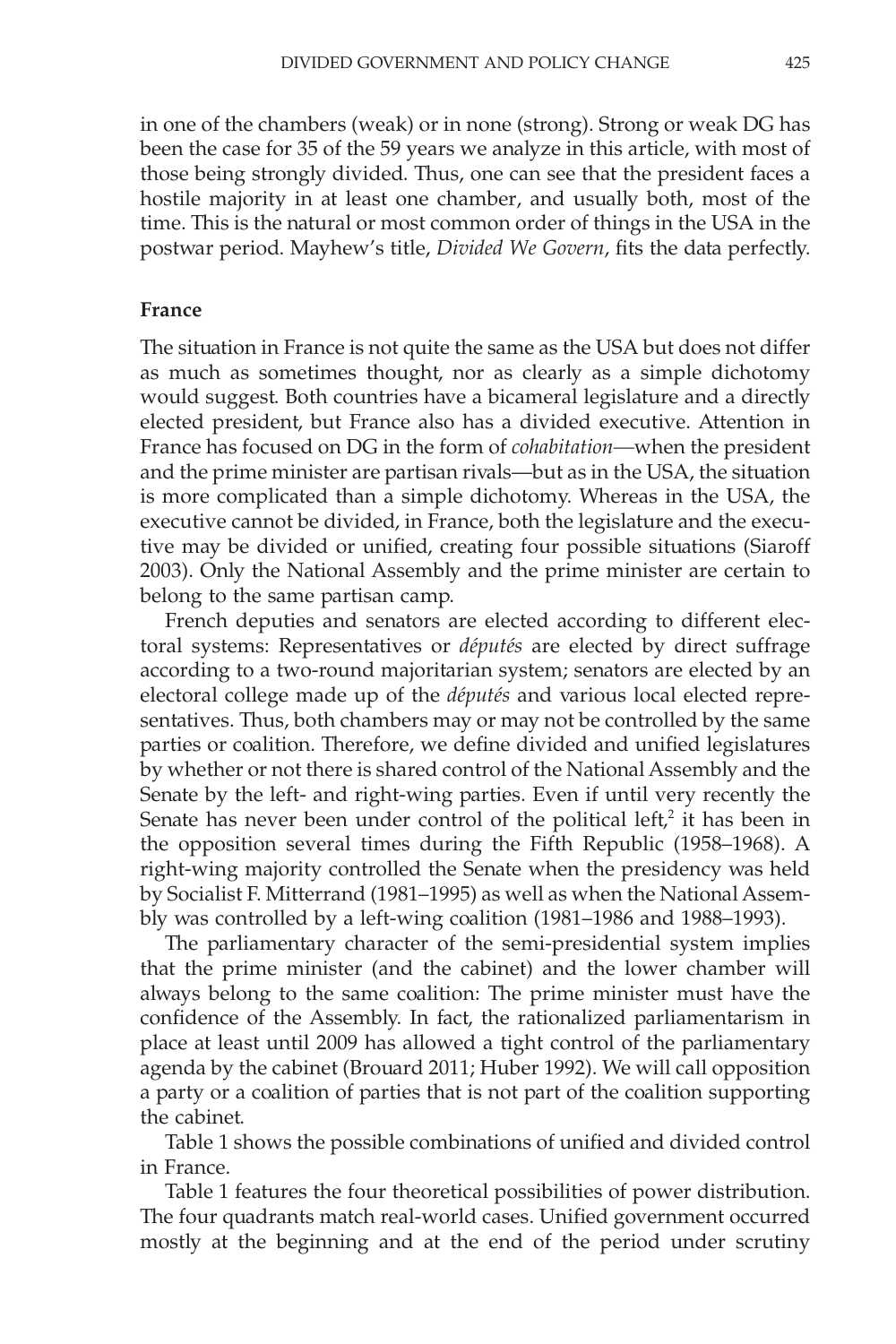in one of the chambers (weak) or in none (strong). Strong or weak DG has been the case for 35 of the 59 years we analyze in this article, with most of those being strongly divided. Thus, one can see that the president faces a hostile majority in at least one chamber, and usually both, most of the time. This is the natural or most common order of things in the USA in the postwar period. Mayhew's title, *Divided We Govern*, fits the data perfectly.

### France

The situation in France is not quite the same as the USA but does not differ as much as sometimes thought, nor as clearly as a simple dichotomy would suggest. Both countries have a bicameral legislature and a directly elected president, but France also has a divided executive. Attention in France has focused on DG in the form of *cohabitation*—when the president and the prime minister are partisan rivals—but as in the USA, the situation is more complicated than a simple dichotomy. Whereas in the USA, the executive cannot be divided, in France, both the legislature and the executive may be divided or unified, creating four possible situations (Siaroff 2003). Only the National Assembly and the prime minister are certain to belong to the same partisan camp.

French deputies and senators are elected according to different electoral systems: Representatives or *députés* are elected by direct suffrage according to a two-round majoritarian system; senators are elected by an electoral college made up of the *députés* and various local elected representatives. Thus, both chambers may or may not be controlled by the same parties or coalition. Therefore, we define divided and unified legislatures by whether or not there is shared control of the National Assembly and the Senate by the left- and right-wing parties. Even if until very recently the Senate has never been under control of the political left,[2] it has been in the opposition several times during the Fifth Republic (1958–1968). A right-wing majority controlled the Senate when the presidency was held by Socialist F. Mitterrand (1981–1995) as well as when the National Assembly was controlled by a left-wing coalition (1981–1986 and 1988–1993).

The parliamentary character of the semi-presidential system implies that the prime minister (and the cabinet) and the lower chamber will always belong to the same coalition: The prime minister must have the confidence of the Assembly. In fact, the rationalized parliamentarism in place at least until 2009 has allowed a tight control of the parliamentary agenda by the cabinet (Brouard 2011; Huber 1992). We will call opposition a party or a coalition of parties that is not part of the coalition supporting the cabinet.

Table 1 shows the possible combinations of unified and divided control in France.

Table 1 features the four theoretical possibilities of power distribution. The four quadrants match real-world cases. Unified government occurred mostly at the beginning and at the end of the period under scrutiny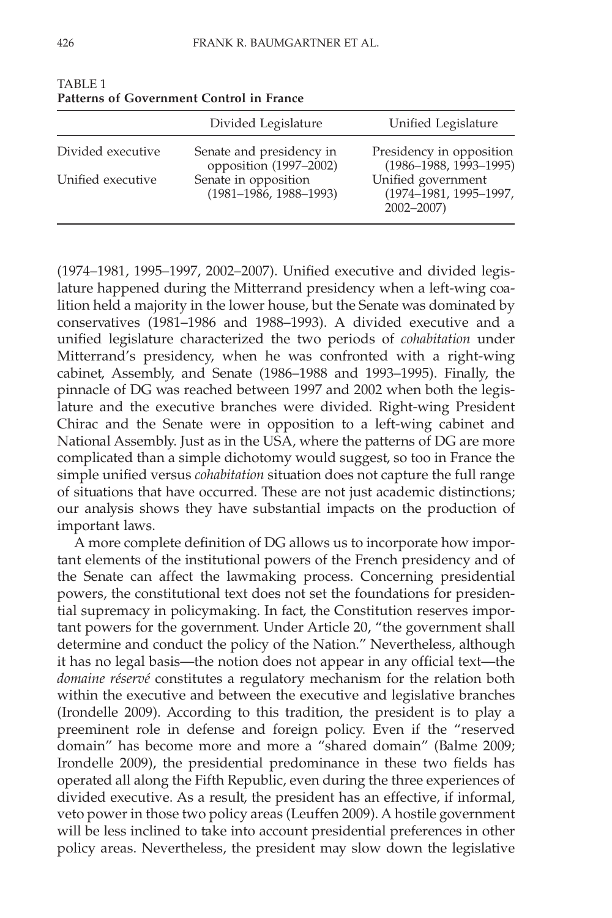TABLE 1
**Patterns of Government Control in France**

| | Divided Legislature | Unified Legislature |
|---|---|---|
| Divided executive | Senate and presidency in opposition (1997–2002) | Presidency in opposition (1986–1988, 1993–1995) |
| Unified executive | Senate in opposition (1981–1986, 1988–1993) | Unified government (1974–1981, 1995–1997, 2002–2007) |

(1974–1981, 1995–1997, 2002–2007). Unified executive and divided legislature happened during the Mitterrand presidency when a left-wing coalition held a majority in the lower house, but the Senate was dominated by conservatives (1981–1986 and 1988–1993). A divided executive and a unified legislature characterized the two periods of *cohabitation* under Mitterrand's presidency, when he was confronted with a right-wing cabinet, Assembly, and Senate (1986–1988 and 1993–1995). Finally, the pinnacle of DG was reached between 1997 and 2002 when both the legislature and the executive branches were divided. Right-wing President Chirac and the Senate were in opposition to a left-wing cabinet and National Assembly. Just as in the USA, where the patterns of DG are more complicated than a simple dichotomy would suggest, so too in France the simple unified versus *cohabitation* situation does not capture the full range of situations that have occurred. These are not just academic distinctions; our analysis shows they have substantial impacts on the production of important laws.

A more complete definition of DG allows us to incorporate how important elements of the institutional powers of the French presidency and of the Senate can affect the lawmaking process. Concerning presidential powers, the constitutional text does not set the foundations for presidential supremacy in policymaking. In fact, the Constitution reserves important powers for the government. Under Article 20, "the government shall determine and conduct the policy of the Nation." Nevertheless, although it has no legal basis—the notion does not appear in any official text—the *domaine réservé* constitutes a regulatory mechanism for the relation both within the executive and between the executive and legislative branches (Irondelle 2009). According to this tradition, the president is to play a preeminent role in defense and foreign policy. Even if the "reserved domain" has become more and more a "shared domain" (Balme 2009; Irondelle 2009), the presidential predominance in these two fields has operated all along the Fifth Republic, even during the three experiences of divided executive. As a result, the president has an effective, if informal, veto power in those two policy areas (Leuffen 2009). A hostile government will be less inclined to take into account presidential preferences in other policy areas. Nevertheless, the president may slow down the legislative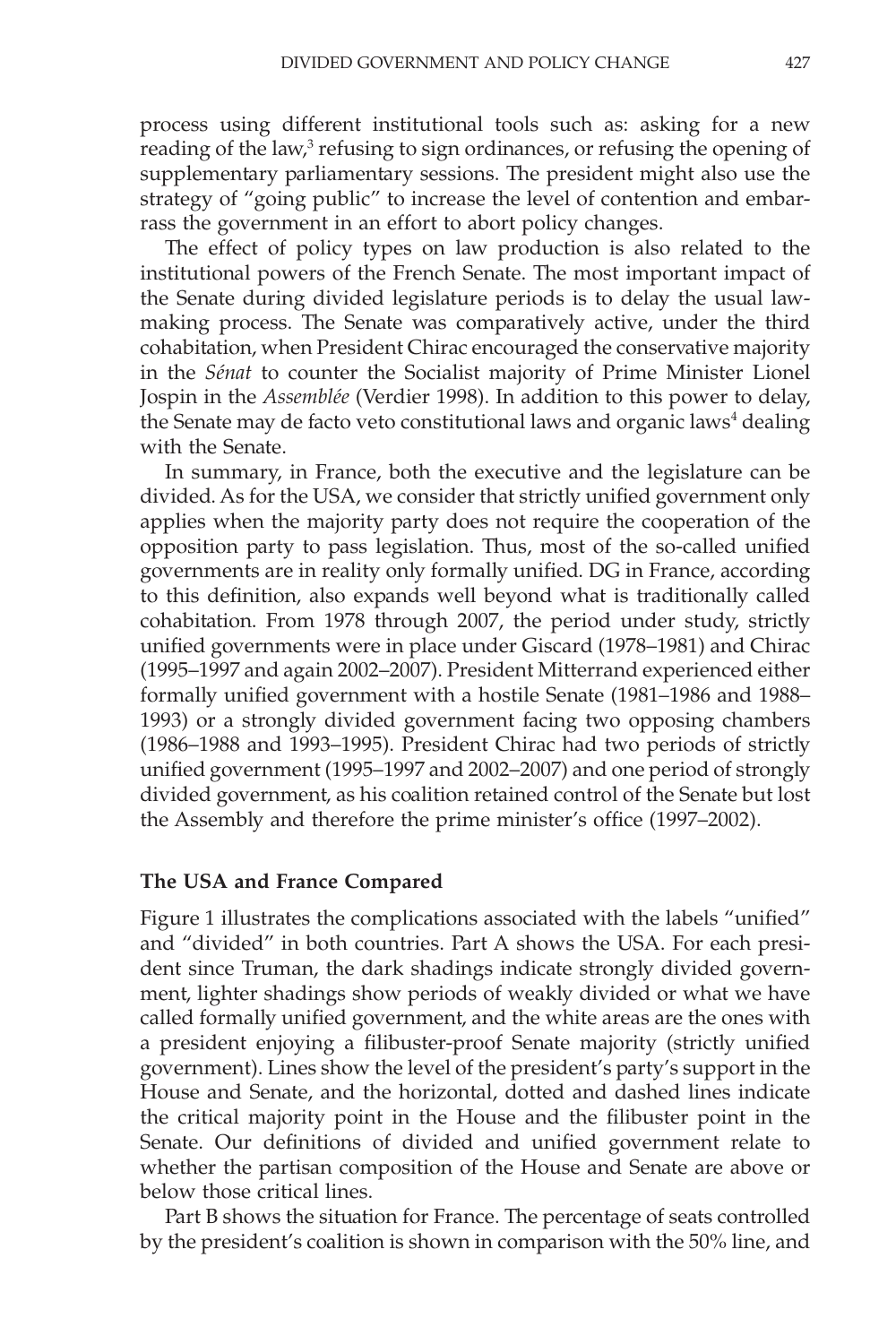process using different institutional tools such as: asking for a new reading of the law,[3] refusing to sign ordinances, or refusing the opening of supplementary parliamentary sessions. The president might also use the strategy of "going public" to increase the level of contention and embarrass the government in an effort to abort policy changes.

The effect of policy types on law production is also related to the institutional powers of the French Senate. The most important impact of the Senate during divided legislature periods is to delay the usual lawmaking process. The Senate was comparatively active, under the third cohabitation, when President Chirac encouraged the conservative majority in the *Sénat* to counter the Socialist majority of Prime Minister Lionel Jospin in the *Assemblée* (Verdier 1998). In addition to this power to delay, the Senate may de facto veto constitutional laws and organic laws[4] dealing with the Senate.

In summary, in France, both the executive and the legislature can be divided. As for the USA, we consider that strictly unified government only applies when the majority party does not require the cooperation of the opposition party to pass legislation. Thus, most of the so-called unified governments are in reality only formally unified. DG in France, according to this definition, also expands well beyond what is traditionally called cohabitation. From 1978 through 2007, the period under study, strictly unified governments were in place under Giscard (1978–1981) and Chirac (1995–1997 and again 2002–2007). President Mitterrand experienced either formally unified government with a hostile Senate (1981–1986 and 1988–1993) or a strongly divided government facing two opposing chambers (1986–1988 and 1993–1995). President Chirac had two periods of strictly unified government (1995–1997 and 2002–2007) and one period of strongly divided government, as his coalition retained control of the Senate but lost the Assembly and therefore the prime minister's office (1997–2002).

### The USA and France Compared

Figure 1 illustrates the complications associated with the labels "unified" and "divided" in both countries. Part A shows the USA. For each president since Truman, the dark shadings indicate strongly divided government, lighter shadings show periods of weakly divided or what we have called formally unified government, and the white areas are the ones with a president enjoying a filibuster-proof Senate majority (strictly unified government). Lines show the level of the president's party's support in the House and Senate, and the horizontal, dotted and dashed lines indicate the critical majority point in the House and the filibuster point in the Senate. Our definitions of divided and unified government relate to whether the partisan composition of the House and Senate are above or below those critical lines.

Part B shows the situation for France. The percentage of seats controlled by the president's coalition is shown in comparison with the 50% line, and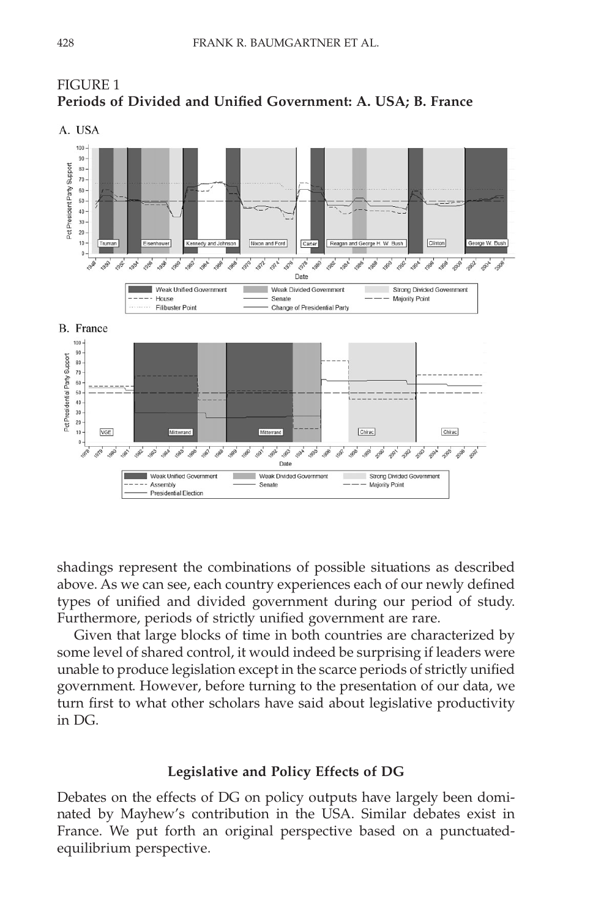FIGURE 1
**Periods of Divided and Unified Government: A. USA; B. France**

A. USA

B. France

shadings represent the combinations of possible situations as described above. As we can see, each country experiences each of our newly defined types of unified and divided government during our period of study. Furthermore, periods of strictly unified government are rare.

Given that large blocks of time in both countries are characterized by some level of shared control, it would indeed be surprising if leaders were unable to produce legislation except in the scarce periods of strictly unified government. However, before turning to the presentation of our data, we turn first to what other scholars have said about legislative productivity in DG.

### Legislative and Policy Effects of DG

Debates on the effects of DG on policy outputs have largely been dominated by Mayhew's contribution in the USA. Similar debates exist in France. We put forth an original perspective based on a punctuated-equilibrium perspective.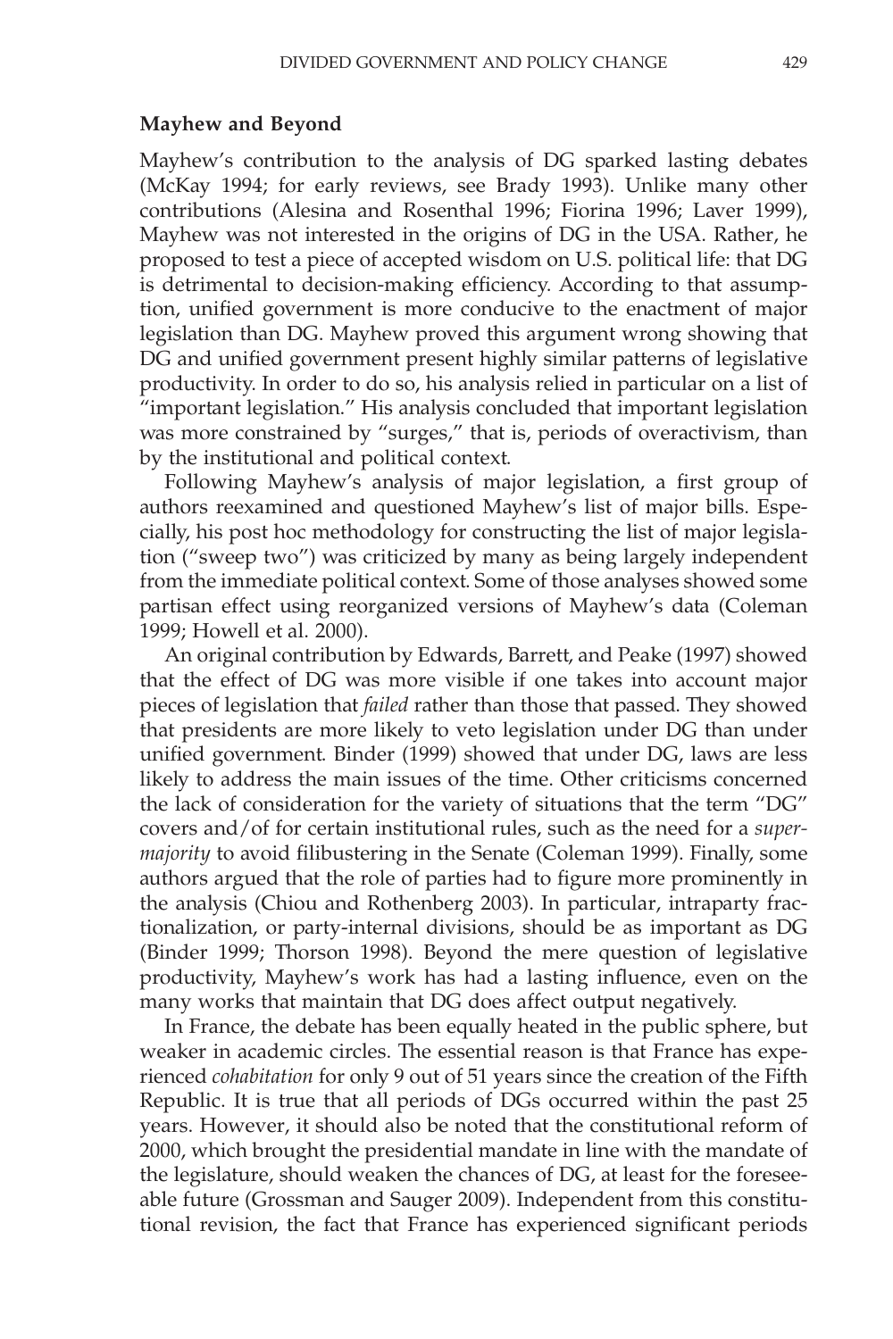### Mayhew and Beyond

Mayhew's contribution to the analysis of DG sparked lasting debates (McKay 1994; for early reviews, see Brady 1993). Unlike many other contributions (Alesina and Rosenthal 1996; Fiorina 1996; Laver 1999), Mayhew was not interested in the origins of DG in the USA. Rather, he proposed to test a piece of accepted wisdom on U.S. political life: that DG is detrimental to decision-making efficiency. According to that assumption, unified government is more conducive to the enactment of major legislation than DG. Mayhew proved this argument wrong showing that DG and unified government present highly similar patterns of legislative productivity. In order to do so, his analysis relied in particular on a list of "important legislation." His analysis concluded that important legislation was more constrained by "surges," that is, periods of overactivism, than by the institutional and political context.

Following Mayhew's analysis of major legislation, a first group of authors reexamined and questioned Mayhew's list of major bills. Especially, his post hoc methodology for constructing the list of major legislation ("sweep two") was criticized by many as being largely independent from the immediate political context. Some of those analyses showed some partisan effect using reorganized versions of Mayhew's data (Coleman 1999; Howell et al. 2000).

An original contribution by Edwards, Barrett, and Peake (1997) showed that the effect of DG was more visible if one takes into account major pieces of legislation that *failed* rather than those that passed. They showed that presidents are more likely to veto legislation under DG than under unified government. Binder (1999) showed that under DG, laws are less likely to address the main issues of the time. Other criticisms concerned the lack of consideration for the variety of situations that the term "DG" covers and/of for certain institutional rules, such as the need for a *supermajority* to avoid filibustering in the Senate (Coleman 1999). Finally, some authors argued that the role of parties had to figure more prominently in the analysis (Chiou and Rothenberg 2003). In particular, intraparty fractionalization, or party-internal divisions, should be as important as DG (Binder 1999; Thorson 1998). Beyond the mere question of legislative productivity, Mayhew's work has had a lasting influence, even on the many works that maintain that DG does affect output negatively.

In France, the debate has been equally heated in the public sphere, but weaker in academic circles. The essential reason is that France has experienced *cohabitation* for only 9 out of 51 years since the creation of the Fifth Republic. It is true that all periods of DGs occurred within the past 25 years. However, it should also be noted that the constitutional reform of 2000, which brought the presidential mandate in line with the mandate of the legislature, should weaken the chances of DG, at least for the foreseeable future (Grossman and Sauger 2009). Independent from this constitutional revision, the fact that France has experienced significant periods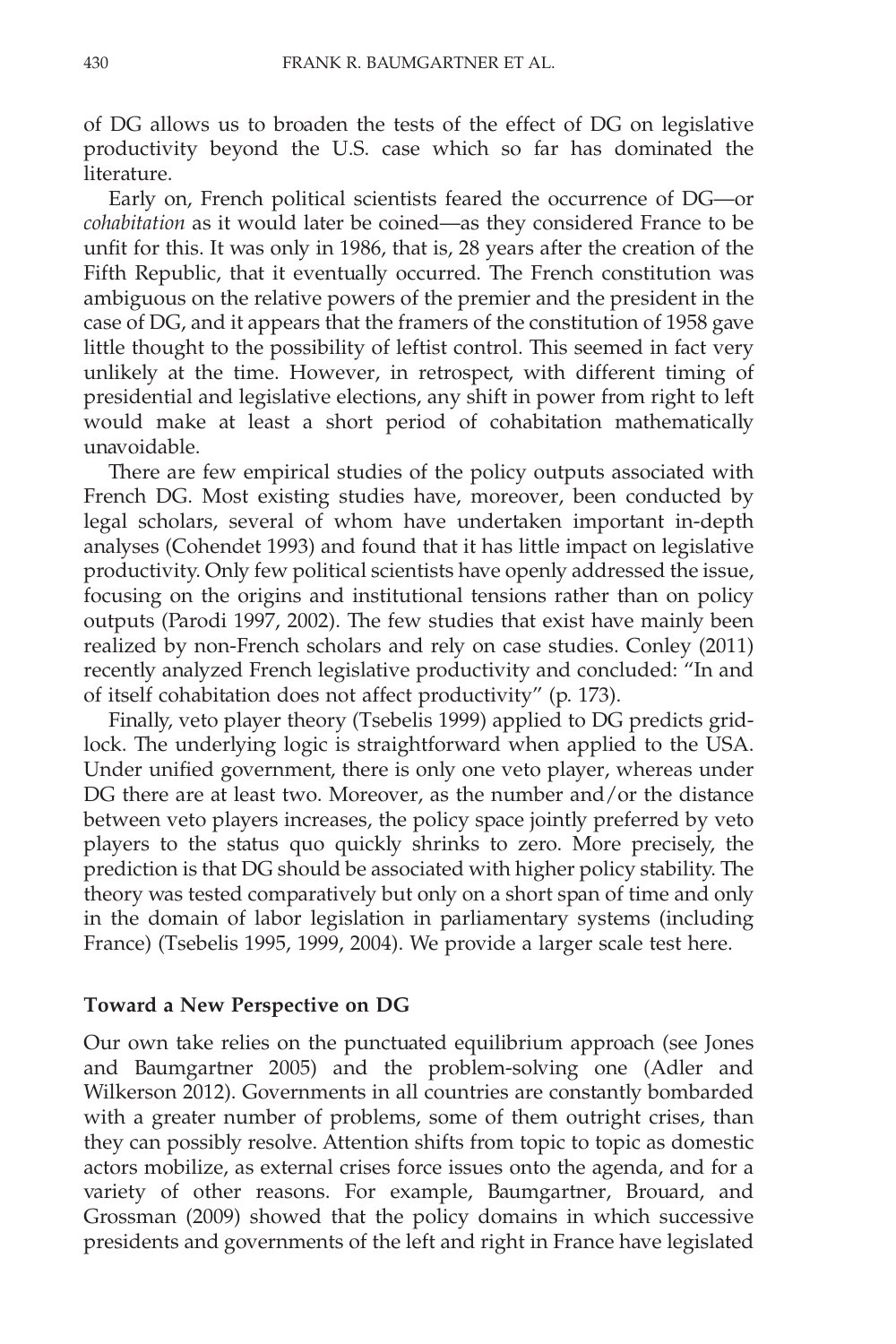of DG allows us to broaden the tests of the effect of DG on legislative productivity beyond the U.S. case which so far has dominated the literature.

Early on, French political scientists feared the occurrence of DG—or *cohabitation* as it would later be coined—as they considered France to be unfit for this. It was only in 1986, that is, 28 years after the creation of the Fifth Republic, that it eventually occurred. The French constitution was ambiguous on the relative powers of the premier and the president in the case of DG, and it appears that the framers of the constitution of 1958 gave little thought to the possibility of leftist control. This seemed in fact very unlikely at the time. However, in retrospect, with different timing of presidential and legislative elections, any shift in power from right to left would make at least a short period of cohabitation mathematically unavoidable.

There are few empirical studies of the policy outputs associated with French DG. Most existing studies have, moreover, been conducted by legal scholars, several of whom have undertaken important in-depth analyses (Cohendet 1993) and found that it has little impact on legislative productivity. Only few political scientists have openly addressed the issue, focusing on the origins and institutional tensions rather than on policy outputs (Parodi 1997, 2002). The few studies that exist have mainly been realized by non-French scholars and rely on case studies. Conley (2011) recently analyzed French legislative productivity and concluded: "In and of itself cohabitation does not affect productivity" (p. 173).

Finally, veto player theory (Tsebelis 1999) applied to DG predicts gridlock. The underlying logic is straightforward when applied to the USA. Under unified government, there is only one veto player, whereas under DG there are at least two. Moreover, as the number and/or the distance between veto players increases, the policy space jointly preferred by veto players to the status quo quickly shrinks to zero. More precisely, the prediction is that DG should be associated with higher policy stability. The theory was tested comparatively but only on a short span of time and only in the domain of labor legislation in parliamentary systems (including France) (Tsebelis 1995, 1999, 2004). We provide a larger scale test here.

## Toward a New Perspective on DG

Our own take relies on the punctuated equilibrium approach (see Jones and Baumgartner 2005) and the problem-solving one (Adler and Wilkerson 2012). Governments in all countries are constantly bombarded with a greater number of problems, some of them outright crises, than they can possibly resolve. Attention shifts from topic to topic as domestic actors mobilize, as external crises force issues onto the agenda, and for a variety of other reasons. For example, Baumgartner, Brouard, and Grossman (2009) showed that the policy domains in which successive presidents and governments of the left and right in France have legislated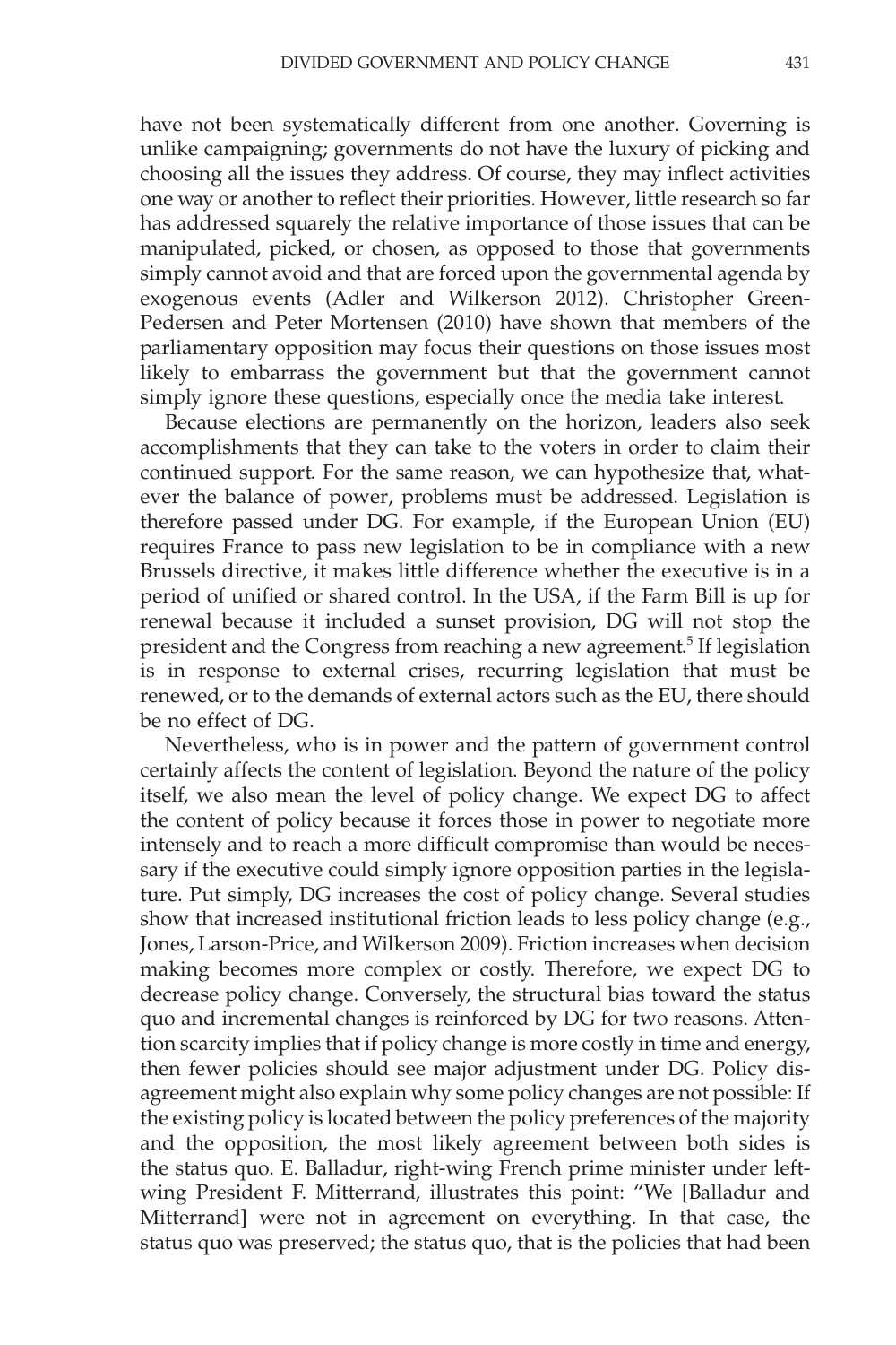have not been systematically different from one another. Governing is unlike campaigning; governments do not have the luxury of picking and choosing all the issues they address. Of course, they may inflect activities one way or another to reflect their priorities. However, little research so far has addressed squarely the relative importance of those issues that can be manipulated, picked, or chosen, as opposed to those that governments simply cannot avoid and that are forced upon the governmental agenda by exogenous events (Adler and Wilkerson 2012). Christopher Green-Pedersen and Peter Mortensen (2010) have shown that members of the parliamentary opposition may focus their questions on those issues most likely to embarrass the government but that the government cannot simply ignore these questions, especially once the media take interest.

Because elections are permanently on the horizon, leaders also seek accomplishments that they can take to the voters in order to claim their continued support. For the same reason, we can hypothesize that, whatever the balance of power, problems must be addressed. Legislation is therefore passed under DG. For example, if the European Union (EU) requires France to pass new legislation to be in compliance with a new Brussels directive, it makes little difference whether the executive is in a period of unified or shared control. In the USA, if the Farm Bill is up for renewal because it included a sunset provision, DG will not stop the president and the Congress from reaching a new agreement.[5] If legislation is in response to external crises, recurring legislation that must be renewed, or to the demands of external actors such as the EU, there should be no effect of DG.

Nevertheless, who is in power and the pattern of government control certainly affects the content of legislation. Beyond the nature of the policy itself, we also mean the level of policy change. We expect DG to affect the content of policy because it forces those in power to negotiate more intensely and to reach a more difficult compromise than would be necessary if the executive could simply ignore opposition parties in the legislature. Put simply, DG increases the cost of policy change. Several studies show that increased institutional friction leads to less policy change (e.g., Jones, Larson-Price, and Wilkerson 2009). Friction increases when decision making becomes more complex or costly. Therefore, we expect DG to decrease policy change. Conversely, the structural bias toward the status quo and incremental changes is reinforced by DG for two reasons. Attention scarcity implies that if policy change is more costly in time and energy, then fewer policies should see major adjustment under DG. Policy disagreement might also explain why some policy changes are not possible: If the existing policy is located between the policy preferences of the majority and the opposition, the most likely agreement between both sides is the status quo. E. Balladur, right-wing French prime minister under left-wing President F. Mitterrand, illustrates this point: "We [Balladur and Mitterrand] were not in agreement on everything. In that case, the status quo was preserved; the status quo, that is the policies that had been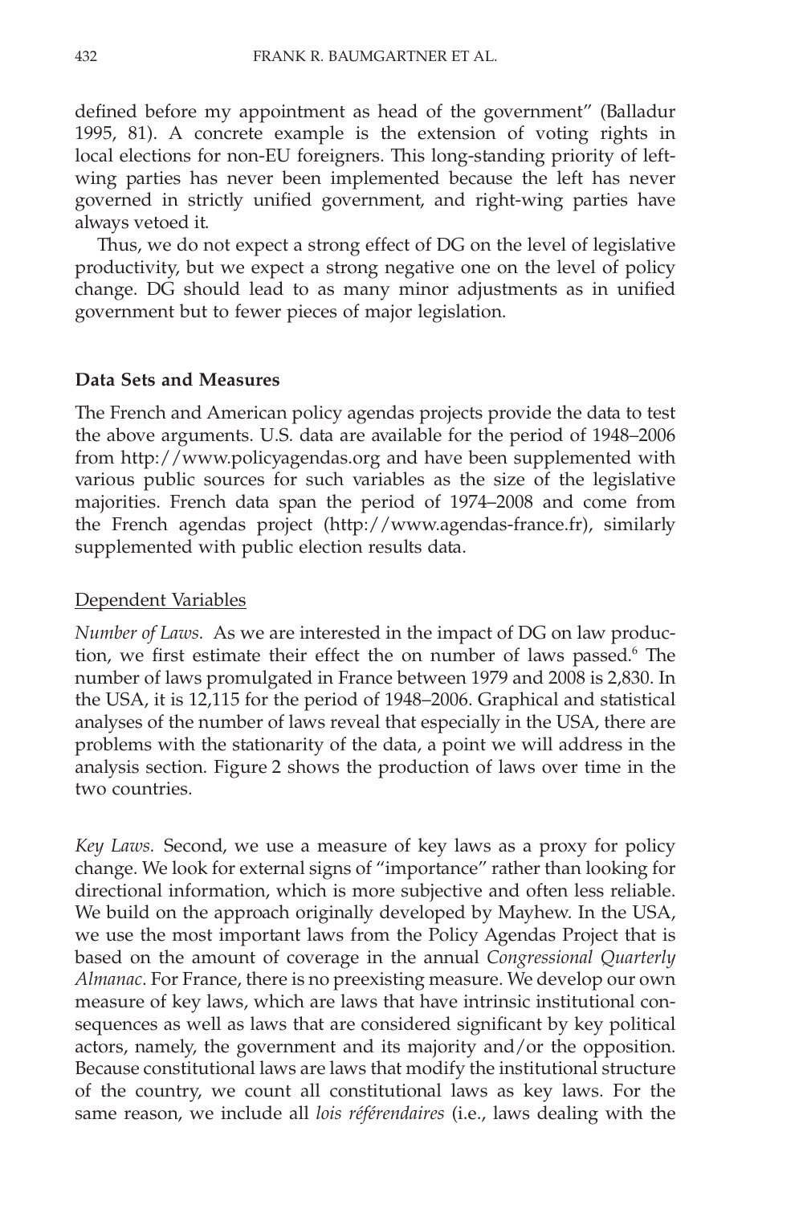defined before my appointment as head of the government" (Balladur 1995, 81). A concrete example is the extension of voting rights in local elections for non-EU foreigners. This long-standing priority of left-wing parties has never been implemented because the left has never governed in strictly unified government, and right-wing parties have always vetoed it.

Thus, we do not expect a strong effect of DG on the level of legislative productivity, but we expect a strong negative one on the level of policy change. DG should lead to as many minor adjustments as in unified government but to fewer pieces of major legislation.

## Data Sets and Measures

The French and American policy agendas projects provide the data to test the above arguments. U.S. data are available for the period of 1948–2006 from http://www.policyagendas.org and have been supplemented with various public sources for such variables as the size of the legislative majorities. French data span the period of 1974–2008 and come from the French agendas project (http://www.agendas-france.fr), similarly supplemented with public election results data.

### Dependent Variables

*Number of Laws.* As we are interested in the impact of DG on law production, we first estimate their effect the on number of laws passed.[6] The number of laws promulgated in France between 1979 and 2008 is 2,830. In the USA, it is 12,115 for the period of 1948–2006. Graphical and statistical analyses of the number of laws reveal that especially in the USA, there are problems with the stationarity of the data, a point we will address in the analysis section. Figure 2 shows the production of laws over time in the two countries.

*Key Laws.* Second, we use a measure of key laws as a proxy for policy change. We look for external signs of "importance" rather than looking for directional information, which is more subjective and often less reliable. We build on the approach originally developed by Mayhew. In the USA, we use the most important laws from the Policy Agendas Project that is based on the amount of coverage in the annual *Congressional Quarterly Almanac*. For France, there is no preexisting measure. We develop our own measure of key laws, which are laws that have intrinsic institutional consequences as well as laws that are considered significant by key political actors, namely, the government and its majority and/or the opposition. Because constitutional laws are laws that modify the institutional structure of the country, we count all constitutional laws as key laws. For the same reason, we include all *lois référendaires* (i.e., laws dealing with the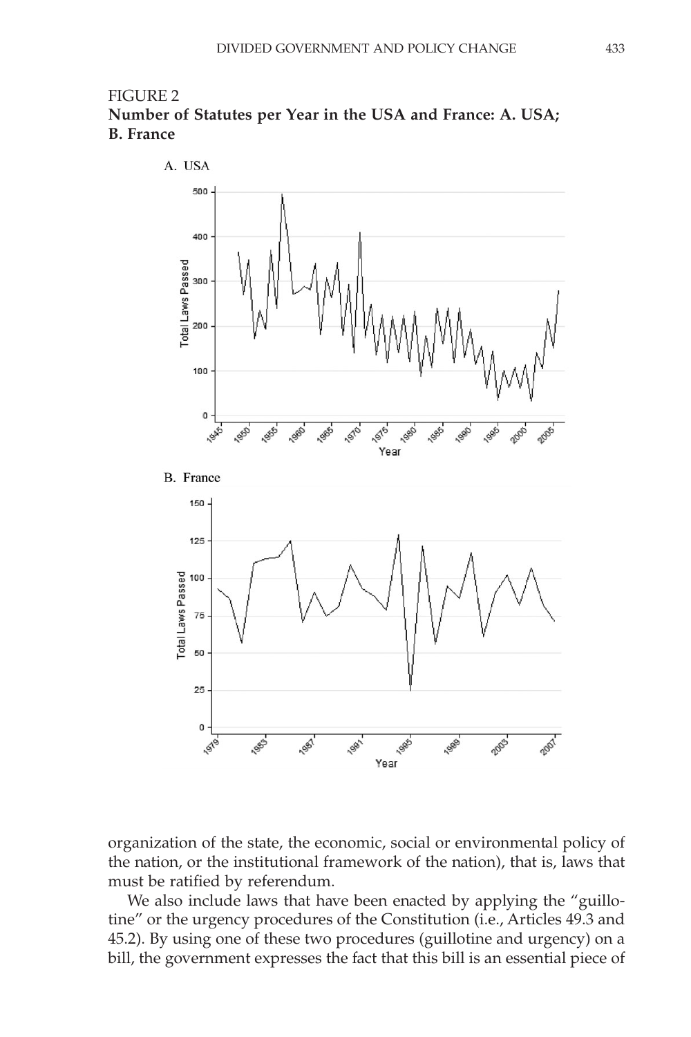FIGURE 2
**Number of Statutes per Year in the USA and France: A. USA; B. France**

A. USA

B. France

organization of the state, the economic, social or environmental policy of the nation, or the institutional framework of the nation), that is, laws that must be ratified by referendum.

We also include laws that have been enacted by applying the "guillotine" or the urgency procedures of the Constitution (i.e., Articles 49.3 and 45.2). By using one of these two procedures (guillotine and urgency) on a bill, the government expresses the fact that this bill is an essential piece of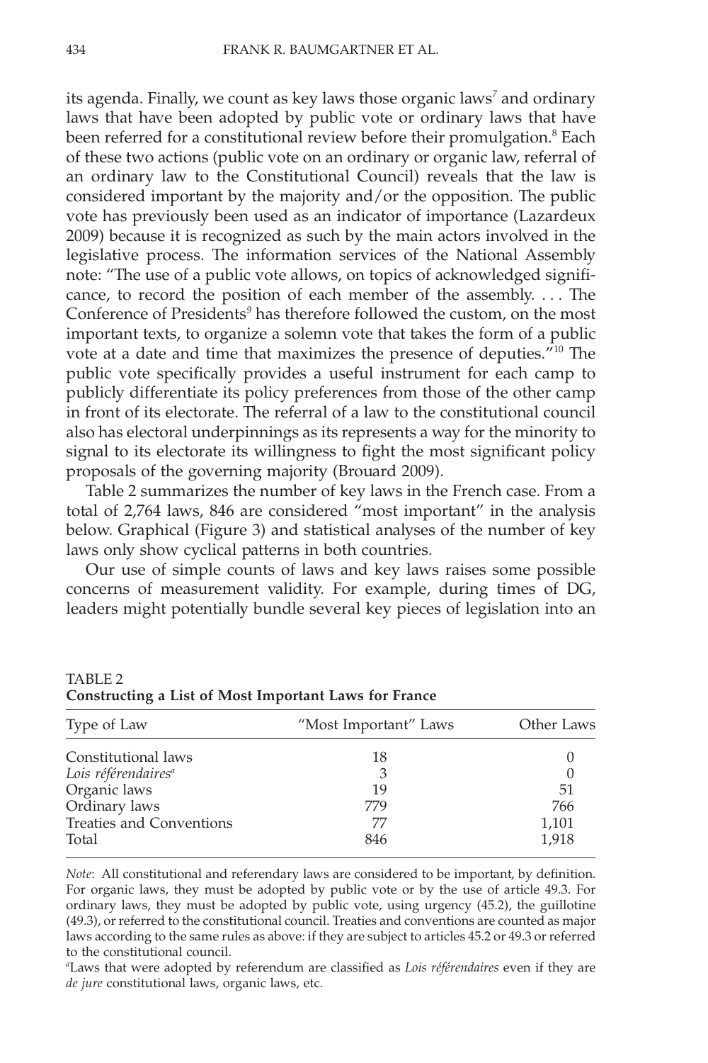its agenda. Finally, we count as key laws those organic laws[7] and ordinary laws that have been adopted by public vote or ordinary laws that have been referred for a constitutional review before their promulgation.[8] Each of these two actions (public vote on an ordinary or organic law, referral of an ordinary law to the Constitutional Council) reveals that the law is considered important by the majority and/or the opposition. The public vote has previously been used as an indicator of importance (Lazardeux 2009) because it is recognized as such by the main actors involved in the legislative process. The information services of the National Assembly note: "The use of a public vote allows, on topics of acknowledged significance, to record the position of each member of the assembly. . . . The Conference of Presidents[9] has therefore followed the custom, on the most important texts, to organize a solemn vote that takes the form of a public vote at a date and time that maximizes the presence of deputies."[10] The public vote specifically provides a useful instrument for each camp to publicly differentiate its policy preferences from those of the other camp in front of its electorate. The referral of a law to the constitutional council also has electoral underpinnings as its represents a way for the minority to signal to its electorate its willingness to fight the most significant policy proposals of the governing majority (Brouard 2009).

Table 2 summarizes the number of key laws in the French case. From a total of 2,764 laws, 846 are considered "most important" in the analysis below. Graphical (Figure 3) and statistical analyses of the number of key laws only show cyclical patterns in both countries.

Our use of simple counts of laws and key laws raises some possible concerns of measurement validity. For example, during times of DG, leaders might potentially bundle several key pieces of legislation into an

TABLE 2
**Constructing a List of Most Important Laws for France**

| Type of Law | "Most Important" Laws | Other Laws |
|---|---|---|
| Constitutional laws | 18 | 0 |
| *Lois référendaires*[a] | 3 | 0 |
| Organic laws | 19 | 51 |
| Ordinary laws | 779 | 766 |
| Treaties and Conventions | 77 | 1,101 |
| Total | 846 | 1,918 |

*Note*: All constitutional and referendary laws are considered to be important, by definition. For organic laws, they must be adopted by public vote or by the use of article 49.3. For ordinary laws, they must be adopted by public vote, using urgency (45.2), the guillotine (49.3), or referred to the constitutional council. Treaties and conventions are counted as major laws according to the same rules as above: if they are subject to articles 45.2 or 49.3 or referred to the constitutional council.

[a]Laws that were adopted by referendum are classified as *Lois référendaires* even if they are *de jure* constitutional laws, organic laws, etc.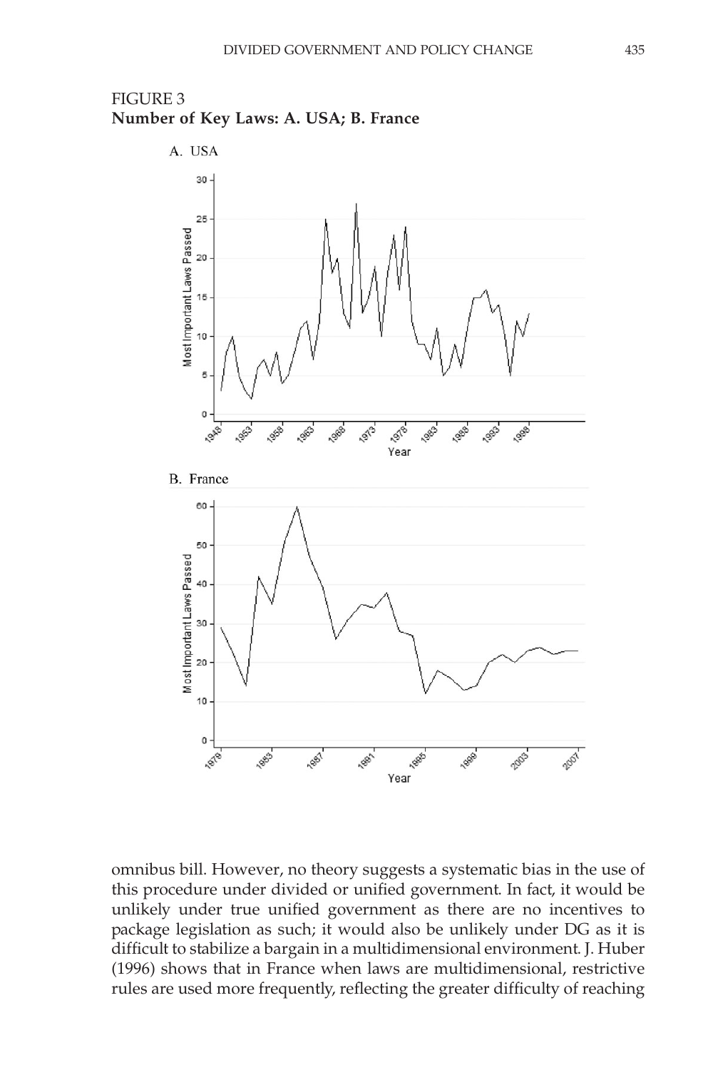FIGURE 3
**Number of Key Laws: A. USA; B. France**

omnibus bill. However, no theory suggests a systematic bias in the use of this procedure under divided or unified government. In fact, it would be unlikely under true unified government as there are no incentives to package legislation as such; it would also be unlikely under DG as it is difficult to stabilize a bargain in a multidimensional environment. J. Huber (1996) shows that in France when laws are multidimensional, restrictive rules are used more frequently, reflecting the greater difficulty of reaching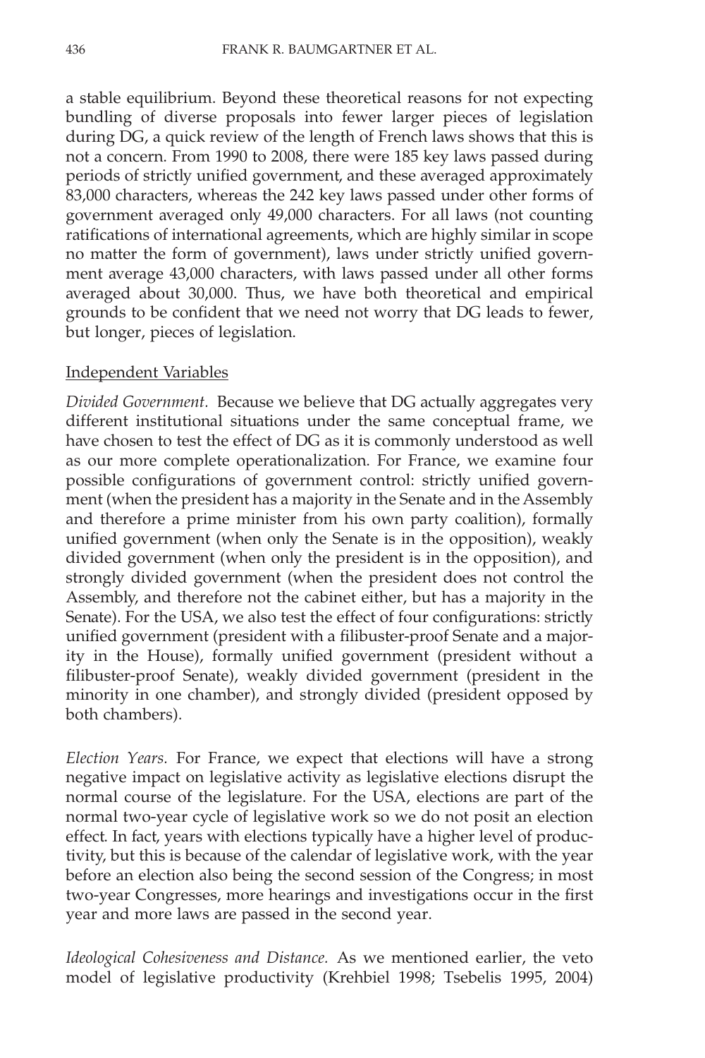a stable equilibrium. Beyond these theoretical reasons for not expecting bundling of diverse proposals into fewer larger pieces of legislation during DG, a quick review of the length of French laws shows that this is not a concern. From 1990 to 2008, there were 185 key laws passed during periods of strictly unified government, and these averaged approximately 83,000 characters, whereas the 242 key laws passed under other forms of government averaged only 49,000 characters. For all laws (not counting ratifications of international agreements, which are highly similar in scope no matter the form of government), laws under strictly unified government average 43,000 characters, with laws passed under all other forms averaged about 30,000. Thus, we have both theoretical and empirical grounds to be confident that we need not worry that DG leads to fewer, but longer, pieces of legislation.

## Independent Variables

*Divided Government.* Because we believe that DG actually aggregates very different institutional situations under the same conceptual frame, we have chosen to test the effect of DG as it is commonly understood as well as our more complete operationalization. For France, we examine four possible configurations of government control: strictly unified government (when the president has a majority in the Senate and in the Assembly and therefore a prime minister from his own party coalition), formally unified government (when only the Senate is in the opposition), weakly divided government (when only the president is in the opposition), and strongly divided government (when the president does not control the Assembly, and therefore not the cabinet either, but has a majority in the Senate). For the USA, we also test the effect of four configurations: strictly unified government (president with a filibuster-proof Senate and a majority in the House), formally unified government (president without a filibuster-proof Senate), weakly divided government (president in the minority in one chamber), and strongly divided (president opposed by both chambers).

*Election Years.* For France, we expect that elections will have a strong negative impact on legislative activity as legislative elections disrupt the normal course of the legislature. For the USA, elections are part of the normal two-year cycle of legislative work so we do not posit an election effect. In fact, years with elections typically have a higher level of productivity, but this is because of the calendar of legislative work, with the year before an election also being the second session of the Congress; in most two-year Congresses, more hearings and investigations occur in the first year and more laws are passed in the second year.

*Ideological Cohesiveness and Distance.* As we mentioned earlier, the veto model of legislative productivity (Krehbiel 1998; Tsebelis 1995, 2004)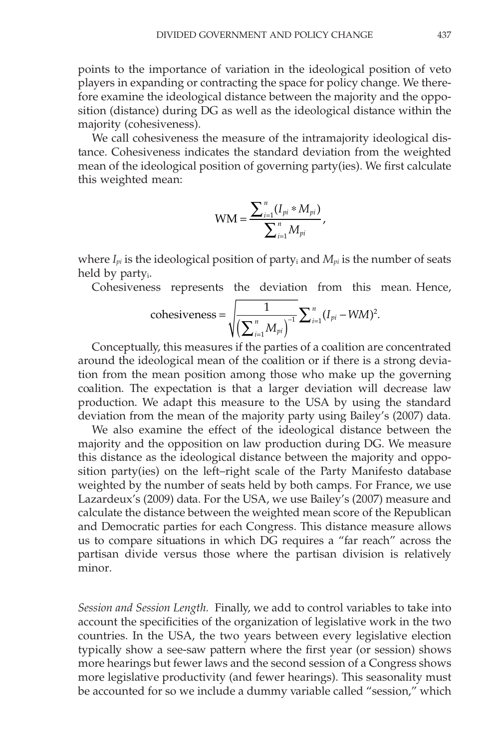points to the importance of variation in the ideological position of veto players in expanding or contracting the space for policy change. We therefore examine the ideological distance between the majority and the opposition (distance) during DG as well as the ideological distance within the majority (cohesiveness).

We call cohesiveness the measure of the intramajority ideological distance. Cohesiveness indicates the standard deviation from the weighted mean of the ideological position of governing party(ies). We first calculate this weighted mean:

$$\mathrm{WM} = \frac{\sum_{i=1}^{n} (I_{pi} * M_{pi})}{\sum_{i=1}^{n} M_{pi}},$$

where $I_{pi}$ is the ideological position of party$_i$ and $M_{pi}$ is the number of seats held by party$_i$.

Cohesiveness represents the deviation from this mean. Hence,

$$\text{cohesiveness} = \sqrt{\frac{1}{\left(\sum_{i=1}^{n} M_{pi}\right)^{-1}} \sum_{i=1}^{n} (I_{pi} - WM)^2}.$$

Conceptually, this measures if the parties of a coalition are concentrated around the ideological mean of the coalition or if there is a strong deviation from the mean position among those who make up the governing coalition. The expectation is that a larger deviation will decrease law production. We adapt this measure to the USA by using the standard deviation from the mean of the majority party using Bailey's (2007) data.

We also examine the effect of the ideological distance between the majority and the opposition on law production during DG. We measure this distance as the ideological distance between the majority and opposition party(ies) on the left–right scale of the Party Manifesto database weighted by the number of seats held by both camps. For France, we use Lazardeux's (2009) data. For the USA, we use Bailey's (2007) measure and calculate the distance between the weighted mean score of the Republican and Democratic parties for each Congress. This distance measure allows us to compare situations in which DG requires a "far reach" across the partisan divide versus those where the partisan division is relatively minor.

*Session and Session Length.* Finally, we add to control variables to take into account the specificities of the organization of legislative work in the two countries. In the USA, the two years between every legislative election typically show a see-saw pattern where the first year (or session) shows more hearings but fewer laws and the second session of a Congress shows more legislative productivity (and fewer hearings). This seasonality must be accounted for so we include a dummy variable called "session," which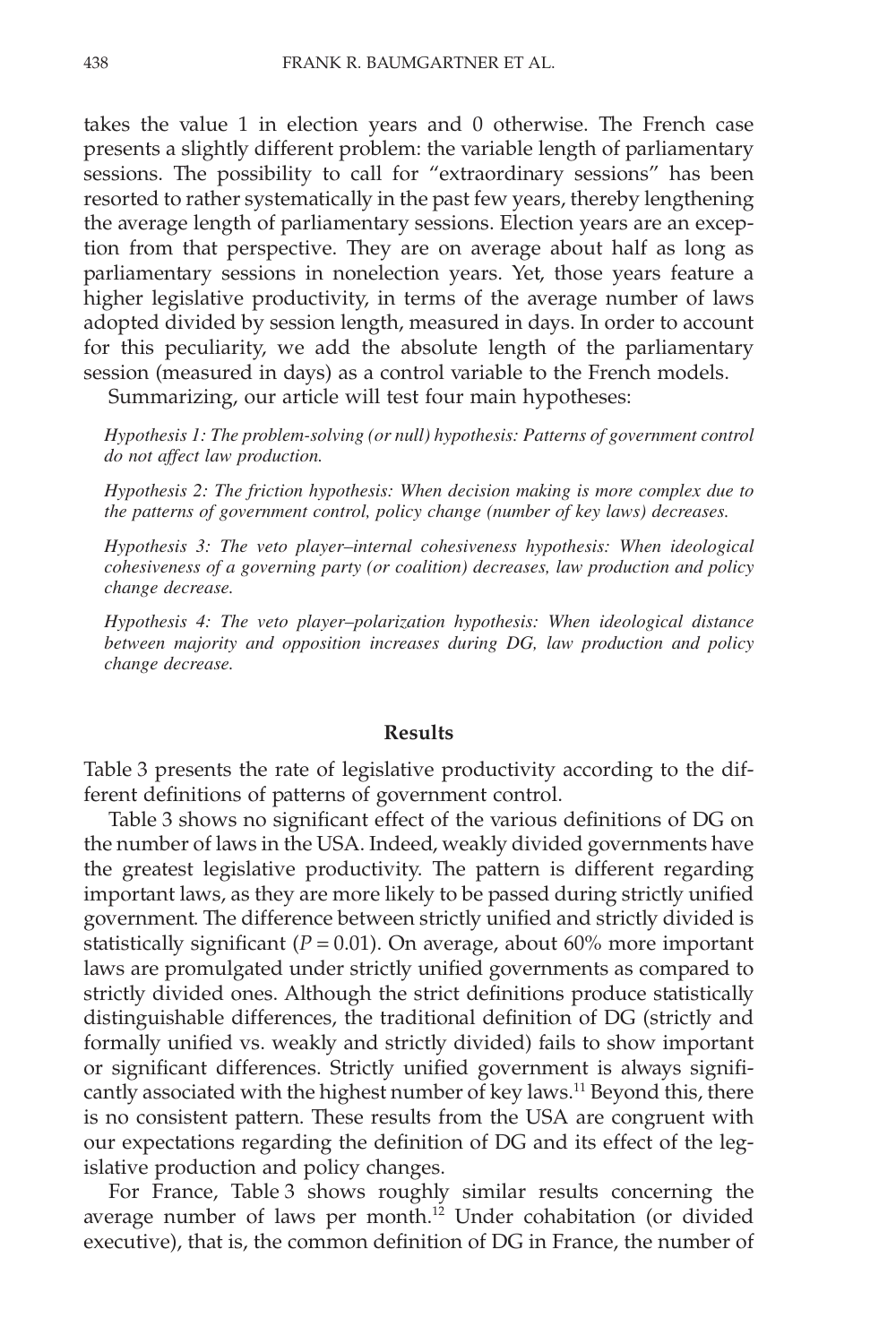takes the value 1 in election years and 0 otherwise. The French case presents a slightly different problem: the variable length of parliamentary sessions. The possibility to call for "extraordinary sessions" has been resorted to rather systematically in the past few years, thereby lengthening the average length of parliamentary sessions. Election years are an exception from that perspective. They are on average about half as long as parliamentary sessions in nonelection years. Yet, those years feature a higher legislative productivity, in terms of the average number of laws adopted divided by session length, measured in days. In order to account for this peculiarity, we add the absolute length of the parliamentary session (measured in days) as a control variable to the French models.

Summarizing, our article will test four main hypotheses:

*Hypothesis 1: The problem-solving (or null) hypothesis: Patterns of government control do not affect law production.*

*Hypothesis 2: The friction hypothesis: When decision making is more complex due to the patterns of government control, policy change (number of key laws) decreases.*

*Hypothesis 3: The veto player–internal cohesiveness hypothesis: When ideological cohesiveness of a governing party (or coalition) decreases, law production and policy change decrease.*

*Hypothesis 4: The veto player–polarization hypothesis: When ideological distance between majority and opposition increases during DG, law production and policy change decrease.*

## Results

Table 3 presents the rate of legislative productivity according to the different definitions of patterns of government control.

Table 3 shows no significant effect of the various definitions of DG on the number of laws in the USA. Indeed, weakly divided governments have the greatest legislative productivity. The pattern is different regarding important laws, as they are more likely to be passed during strictly unified government. The difference between strictly unified and strictly divided is statistically significant ($P = 0.01$). On average, about 60% more important laws are promulgated under strictly unified governments as compared to strictly divided ones. Although the strict definitions produce statistically distinguishable differences, the traditional definition of DG (strictly and formally unified vs. weakly and strictly divided) fails to show important or significant differences. Strictly unified government is always significantly associated with the highest number of key laws.[11] Beyond this, there is no consistent pattern. These results from the USA are congruent with our expectations regarding the definition of DG and its effect of the legislative production and policy changes.

For France, Table 3 shows roughly similar results concerning the average number of laws per month.[12] Under cohabitation (or divided executive), that is, the common definition of DG in France, the number of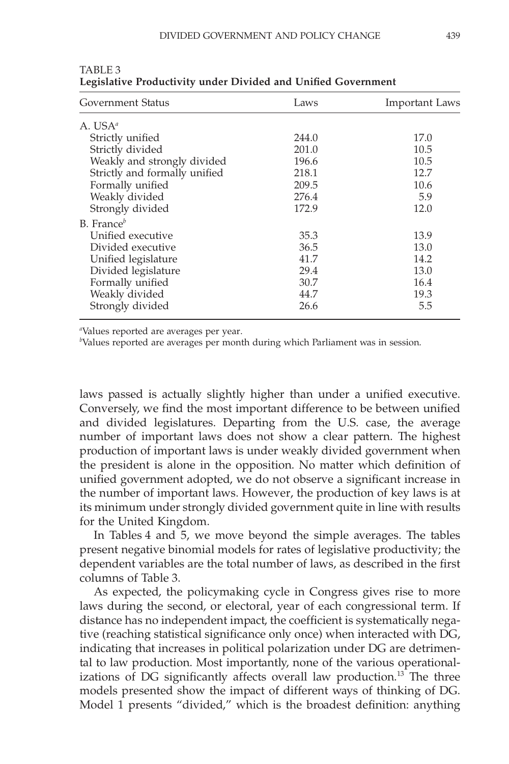TABLE 3
**Legislative Productivity under Divided and Unified Government**

| Government Status | Laws | Important Laws |
|---|---|---|
| A. USA[a] | | |
| Strictly unified | 244.0 | 17.0 |
| Strictly divided | 201.0 | 10.5 |
| Weakly and strongly divided | 196.6 | 10.5 |
| Strictly and formally unified | 218.1 | 12.7 |
| Formally unified | 209.5 | 10.6 |
| Weakly divided | 276.4 | 5.9 |
| Strongly divided | 172.9 | 12.0 |
| B. France[b] | | |
| Unified executive | 35.3 | 13.9 |
| Divided executive | 36.5 | 13.0 |
| Unified legislature | 41.7 | 14.2 |
| Divided legislature | 29.4 | 13.0 |
| Formally unified | 30.7 | 16.4 |
| Weakly divided | 44.7 | 19.3 |
| Strongly divided | 26.6 | 5.5 |

[a]Values reported are averages per year.
[b]Values reported are averages per month during which Parliament was in session.

laws passed is actually slightly higher than under a unified executive. Conversely, we find the most important difference to be between unified and divided legislatures. Departing from the U.S. case, the average number of important laws does not show a clear pattern. The highest production of important laws is under weakly divided government when the president is alone in the opposition. No matter which definition of unified government adopted, we do not observe a significant increase in the number of important laws. However, the production of key laws is at its minimum under strongly divided government quite in line with results for the United Kingdom.

In Tables 4 and 5, we move beyond the simple averages. The tables present negative binomial models for rates of legislative productivity; the dependent variables are the total number of laws, as described in the first columns of Table 3.

As expected, the policymaking cycle in Congress gives rise to more laws during the second, or electoral, year of each congressional term. If distance has no independent impact, the coefficient is systematically negative (reaching statistical significance only once) when interacted with DG, indicating that increases in political polarization under DG are detrimental to law production. Most importantly, none of the various operationalizations of DG significantly affects overall law production.[13] The three models presented show the impact of different ways of thinking of DG. Model 1 presents "divided," which is the broadest definition: anything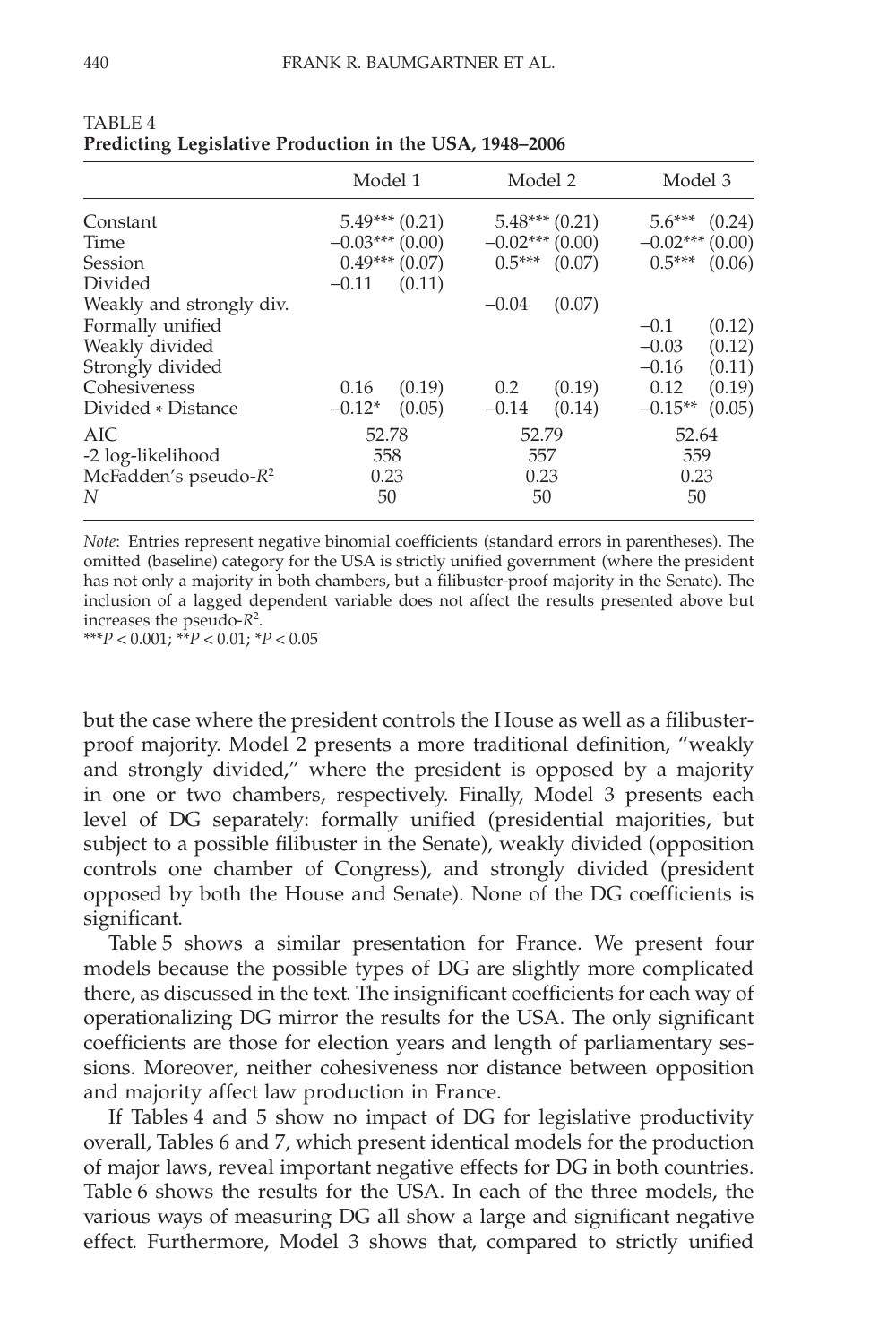TABLE 4
**Predicting Legislative Production in the USA, 1948–2006**

| | Model 1 | Model 2 | Model 3 |
|---|---|---|---|
| Constant | 5.49*** (0.21) | 5.48*** (0.21) | 5.6*** (0.24) |
| Time | −0.03*** (0.00) | −0.02*** (0.00) | −0.02*** (0.00) |
| Session | 0.49*** (0.07) | 0.5*** (0.07) | 0.5*** (0.06) |
| Divided | −0.11 (0.11) | | |
| Weakly and strongly div. | | −0.04 (0.07) | |
| Formally unified | | | −0.1 (0.12) |
| Weakly divided | | | −0.03 (0.12) |
| Strongly divided | | | −0.16 (0.11) |
| Cohesiveness | 0.16 (0.19) | 0.2 (0.19) | 0.12 (0.19) |
| Divided * Distance | −0.12* (0.05) | −0.14 (0.14) | −0.15** (0.05) |
| AIC | 52.78 | 52.79 | 52.64 |
| -2 log-likelihood | 558 | 557 | 559 |
| McFadden's pseudo-$R^2$ | 0.23 | 0.23 | 0.23 |
| *N* | 50 | 50 | 50 |

*Note*: Entries represent negative binomial coefficients (standard errors in parentheses). The omitted (baseline) category for the USA is strictly unified government (where the president has not only a majority in both chambers, but a filibuster-proof majority in the Senate). The inclusion of a lagged dependent variable does not affect the results presented above but increases the pseudo-$R^2$.
***$P < 0.001$; **$P < 0.01$; *$P < 0.05$

but the case where the president controls the House as well as a filibuster-proof majority. Model 2 presents a more traditional definition, "weakly and strongly divided," where the president is opposed by a majority in one or two chambers, respectively. Finally, Model 3 presents each level of DG separately: formally unified (presidential majorities, but subject to a possible filibuster in the Senate), weakly divided (opposition controls one chamber of Congress), and strongly divided (president opposed by both the House and Senate). None of the DG coefficients is significant.

Table 5 shows a similar presentation for France. We present four models because the possible types of DG are slightly more complicated there, as discussed in the text. The insignificant coefficients for each way of operationalizing DG mirror the results for the USA. The only significant coefficients are those for election years and length of parliamentary sessions. Moreover, neither cohesiveness nor distance between opposition and majority affect law production in France.

If Tables 4 and 5 show no impact of DG for legislative productivity overall, Tables 6 and 7, which present identical models for the production of major laws, reveal important negative effects for DG in both countries. Table 6 shows the results for the USA. In each of the three models, the various ways of measuring DG all show a large and significant negative effect. Furthermore, Model 3 shows that, compared to strictly unified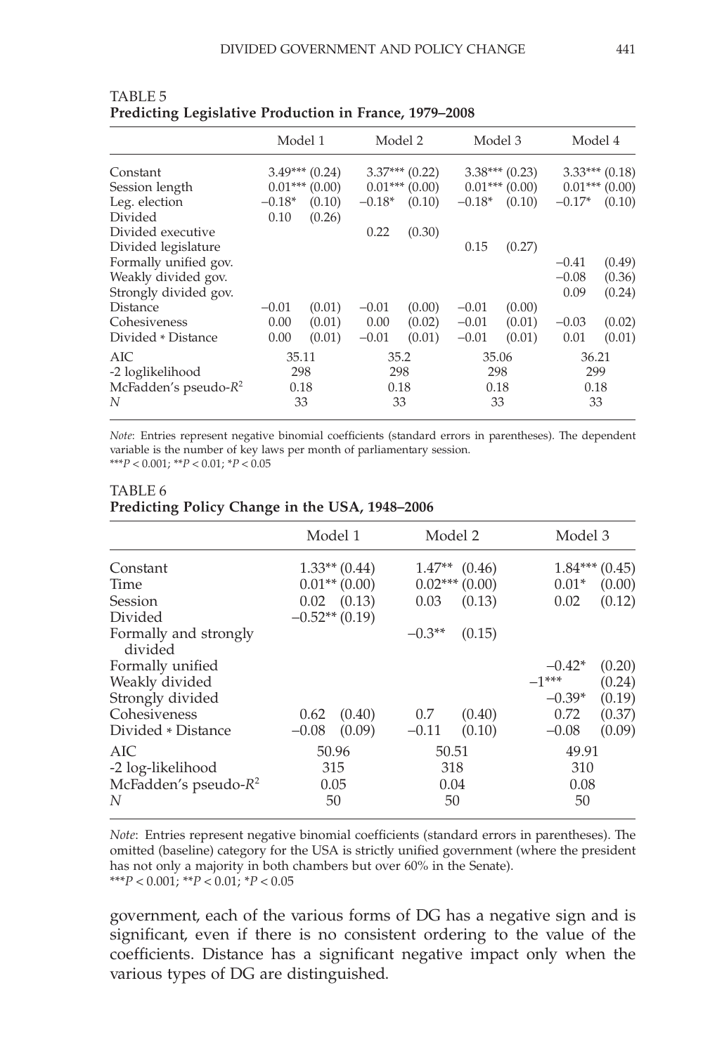TABLE 5
**Predicting Legislative Production in France, 1979–2008**

| | Model 1 | | Model 2 | | Model 3 | | Model 4 | |
|---|---|---|---|---|---|---|---|---|
| Constant | 3.49*** | (0.24) | 3.37*** | (0.22) | 3.38*** | (0.23) | 3.33*** | (0.18) |
| Session length | 0.01*** | (0.00) | 0.01*** | (0.00) | 0.01*** | (0.00) | 0.01*** | (0.00) |
| Leg. election | −0.18* | (0.10) | −0.18* | (0.10) | −0.18* | (0.10) | −0.17* | (0.10) |
| Divided | 0.10 | (0.26) | | | | | | |
| Divided executive | | | 0.22 | (0.30) | | | | |
| Divided legislature | | | | | 0.15 | (0.27) | | |
| Formally unified gov. | | | | | | | −0.41 | (0.49) |
| Weakly divided gov. | | | | | | | −0.08 | (0.36) |
| Strongly divided gov. | | | | | | | 0.09 | (0.24) |
| Distance | −0.01 | (0.01) | −0.01 | (0.00) | −0.01 | (0.00) | | |
| Cohesiveness | 0.00 | (0.01) | 0.00 | (0.02) | −0.01 | (0.01) | −0.03 | (0.02) |
| Divided * Distance | 0.00 | (0.01) | −0.01 | (0.01) | −0.01 | (0.01) | 0.01 | (0.01) |
| AIC | 35.11 | | 35.2 | | 35.06 | | 36.21 | |
| -2 loglikelihood | 298 | | 298 | | 298 | | 299 | |
| McFadden's pseudo-$R^2$ | 0.18 | | 0.18 | | 0.18 | | 0.18 | |
| *N* | 33 | | 33 | | 33 | | 33 | |

*Note*: Entries represent negative binomial coefficients (standard errors in parentheses). The dependent variable is the number of key laws per month of parliamentary session.
\*\*\*$P < 0.001$; \*\*$P < 0.01$; \*$P < 0.05$

TABLE 6
**Predicting Policy Change in the USA, 1948–2006**

| | Model 1 | | Model 2 | | Model 3 | |
|---|---|---|---|---|---|---|
| Constant | 1.33** | (0.44) | 1.47** | (0.46) | 1.84*** | (0.45) |
| Time | 0.01** | (0.00) | 0.02*** | (0.00) | 0.01* | (0.00) |
| Session | 0.02 | (0.13) | 0.03 | (0.13) | 0.02 | (0.12) |
| Divided | −0.52** | (0.19) | | | | |
| Formally and strongly divided | | | −0.3** | (0.15) | | |
| Formally unified | | | | | −0.42* | (0.20) |
| Weakly divided | | | | | −1*** | (0.24) |
| Strongly divided | | | | | −0.39* | (0.19) |
| Cohesiveness | 0.62 | (0.40) | 0.7 | (0.40) | 0.72 | (0.37) |
| Divided * Distance | −0.08 | (0.09) | −0.11 | (0.10) | −0.08 | (0.09) |
| AIC | 50.96 | | 50.51 | | 49.91 | |
| -2 log-likelihood | 315 | | 318 | | 310 | |
| McFadden's pseudo-$R^2$ | 0.05 | | 0.04 | | 0.08 | |
| *N* | 50 | | 50 | | 50 | |

*Note*: Entries represent negative binomial coefficients (standard errors in parentheses). The omitted (baseline) category for the USA is strictly unified government (where the president has not only a majority in both chambers but over 60% in the Senate).
\*\*\*$P < 0.001$; \*\*$P < 0.01$; \*$P < 0.05$

government, each of the various forms of DG has a negative sign and is significant, even if there is no consistent ordering to the value of the coefficients. Distance has a significant negative impact only when the various types of DG are distinguished.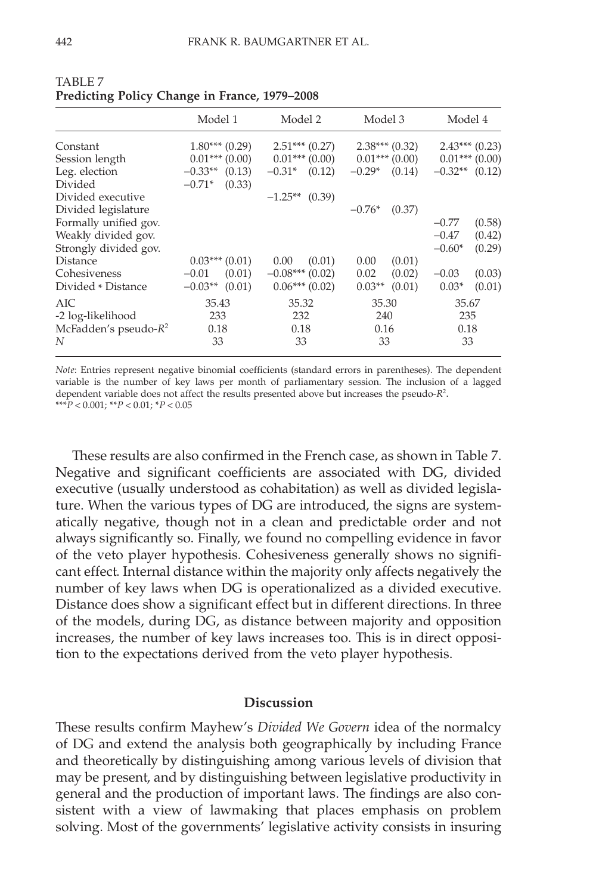TABLE 7
**Predicting Policy Change in France, 1979–2008**

| | Model 1 | Model 2 | Model 3 | Model 4 |
|---|---|---|---|---|
| Constant | 1.80*** (0.29) | 2.51*** (0.27) | 2.38*** (0.32) | 2.43*** (0.23) |
| Session length | 0.01*** (0.00) | 0.01*** (0.00) | 0.01*** (0.00) | 0.01*** (0.00) |
| Leg. election | −0.33** (0.13) | −0.31* (0.12) | −0.29* (0.14) | −0.32** (0.12) |
| Divided | −0.71* (0.33) | | | |
| Divided executive | | −1.25** (0.39) | | |
| Divided legislature | | | −0.76* (0.37) | |
| Formally unified gov. | | | | −0.77 (0.58) |
| Weakly divided gov. | | | | −0.47 (0.42) |
| Strongly divided gov. | | | | −0.60* (0.29) |
| Distance | 0.03*** (0.01) | 0.00 (0.01) | 0.00 (0.01) | |
| Cohesiveness | −0.01 (0.01) | −0.08*** (0.02) | 0.02 (0.02) | −0.03 (0.03) |
| Divided * Distance | −0.03** (0.01) | 0.06*** (0.02) | 0.03** (0.01) | 0.03* (0.01) |
| AIC | 35.43 | 35.32 | 35.30 | 35.67 |
| -2 log-likelihood | 233 | 232 | 240 | 235 |
| McFadden's pseudo-$R^2$ | 0.18 | 0.18 | 0.16 | 0.18 |
| $N$ | 33 | 33 | 33 | 33 |

*Note*: Entries represent negative binomial coefficients (standard errors in parentheses). The dependent variable is the number of key laws per month of parliamentary session. The inclusion of a lagged dependent variable does not affect the results presented above but increases the pseudo-$R^2$.
***$P < 0.001$; **$P < 0.01$; *$P < 0.05$

These results are also confirmed in the French case, as shown in Table 7. Negative and significant coefficients are associated with DG, divided executive (usually understood as cohabitation) as well as divided legislature. When the various types of DG are introduced, the signs are systematically negative, though not in a clean and predictable order and not always significantly so. Finally, we found no compelling evidence in favor of the veto player hypothesis. Cohesiveness generally shows no significant effect. Internal distance within the majority only affects negatively the number of key laws when DG is operationalized as a divided executive. Distance does show a significant effect but in different directions. In three of the models, during DG, as distance between majority and opposition increases, the number of key laws increases too. This is in direct opposition to the expectations derived from the veto player hypothesis.

## Discussion

These results confirm Mayhew's *Divided We Govern* idea of the normalcy of DG and extend the analysis both geographically by including France and theoretically by distinguishing among various levels of division that may be present, and by distinguishing between legislative productivity in general and the production of important laws. The findings are also consistent with a view of lawmaking that places emphasis on problem solving. Most of the governments' legislative activity consists in insuring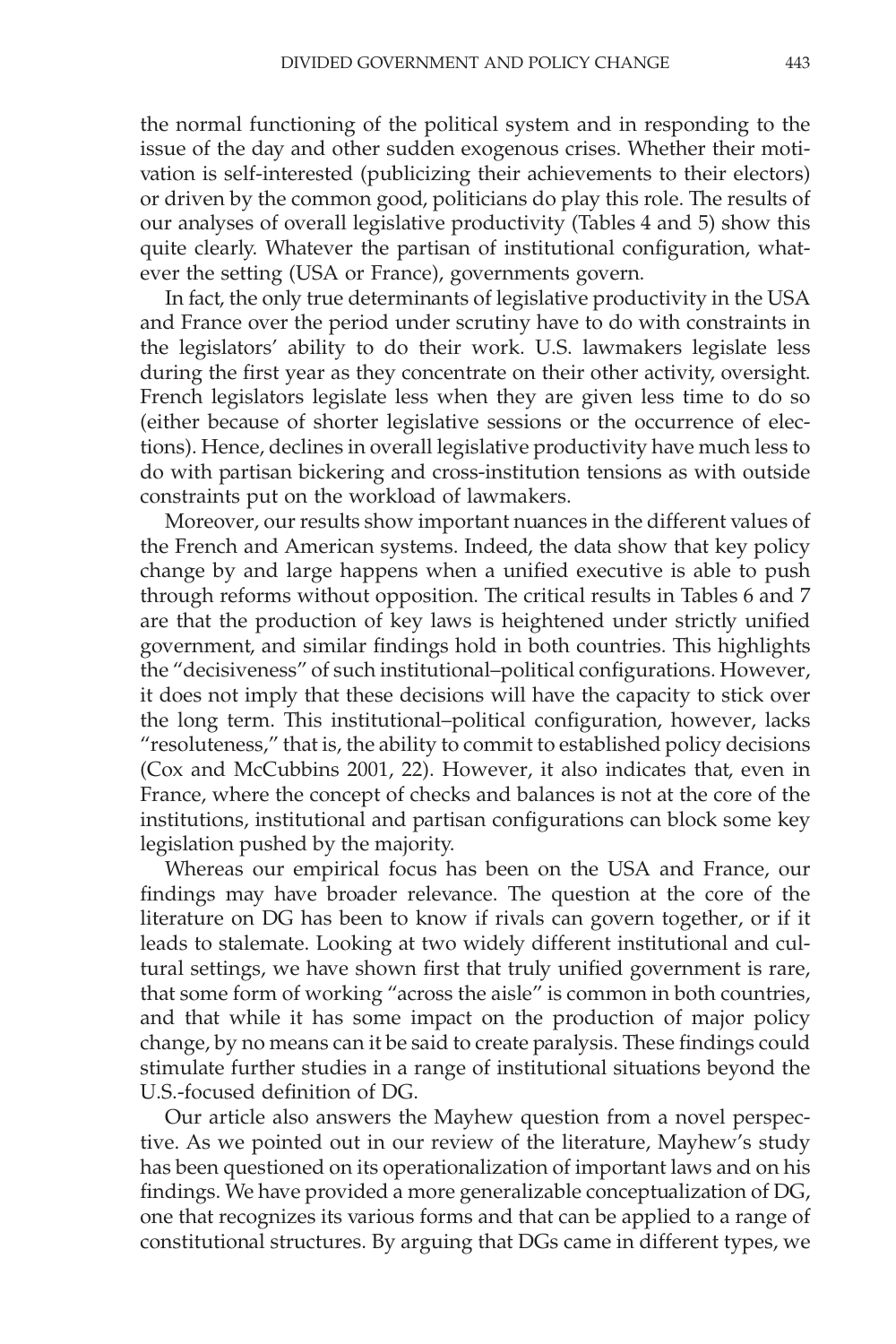the normal functioning of the political system and in responding to the issue of the day and other sudden exogenous crises. Whether their motivation is self-interested (publicizing their achievements to their electors) or driven by the common good, politicians do play this role. The results of our analyses of overall legislative productivity (Tables 4 and 5) show this quite clearly. Whatever the partisan of institutional configuration, whatever the setting (USA or France), governments govern.

In fact, the only true determinants of legislative productivity in the USA and France over the period under scrutiny have to do with constraints in the legislators' ability to do their work. U.S. lawmakers legislate less during the first year as they concentrate on their other activity, oversight. French legislators legislate less when they are given less time to do so (either because of shorter legislative sessions or the occurrence of elections). Hence, declines in overall legislative productivity have much less to do with partisan bickering and cross-institution tensions as with outside constraints put on the workload of lawmakers.

Moreover, our results show important nuances in the different values of the French and American systems. Indeed, the data show that key policy change by and large happens when a unified executive is able to push through reforms without opposition. The critical results in Tables 6 and 7 are that the production of key laws is heightened under strictly unified government, and similar findings hold in both countries. This highlights the "decisiveness" of such institutional–political configurations. However, it does not imply that these decisions will have the capacity to stick over the long term. This institutional–political configuration, however, lacks "resoluteness," that is, the ability to commit to established policy decisions (Cox and McCubbins 2001, 22). However, it also indicates that, even in France, where the concept of checks and balances is not at the core of the institutions, institutional and partisan configurations can block some key legislation pushed by the majority.

Whereas our empirical focus has been on the USA and France, our findings may have broader relevance. The question at the core of the literature on DG has been to know if rivals can govern together, or if it leads to stalemate. Looking at two widely different institutional and cultural settings, we have shown first that truly unified government is rare, that some form of working "across the aisle" is common in both countries, and that while it has some impact on the production of major policy change, by no means can it be said to create paralysis. These findings could stimulate further studies in a range of institutional situations beyond the U.S.-focused definition of DG.

Our article also answers the Mayhew question from a novel perspective. As we pointed out in our review of the literature, Mayhew's study has been questioned on its operationalization of important laws and on his findings. We have provided a more generalizable conceptualization of DG, one that recognizes its various forms and that can be applied to a range of constitutional structures. By arguing that DGs came in different types, we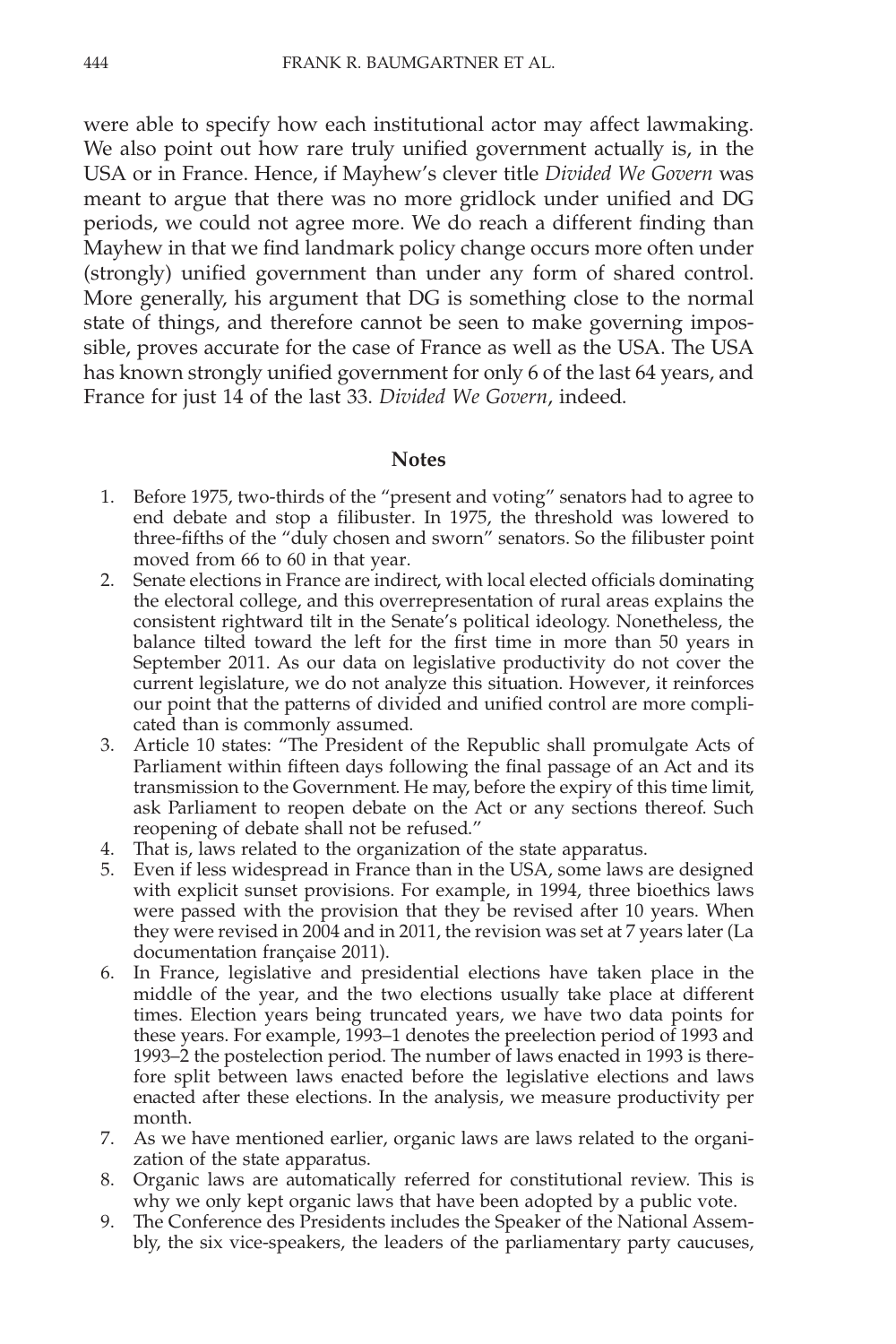were able to specify how each institutional actor may affect lawmaking. We also point out how rare truly unified government actually is, in the USA or in France. Hence, if Mayhew's clever title *Divided We Govern* was meant to argue that there was no more gridlock under unified and DG periods, we could not agree more. We do reach a different finding than Mayhew in that we find landmark policy change occurs more often under (strongly) unified government than under any form of shared control. More generally, his argument that DG is something close to the normal state of things, and therefore cannot be seen to make governing impossible, proves accurate for the case of France as well as the USA. The USA has known strongly unified government for only 6 of the last 64 years, and France for just 14 of the last 33. *Divided We Govern*, indeed.

## Notes

1. Before 1975, two-thirds of the "present and voting" senators had to agree to end debate and stop a filibuster. In 1975, the threshold was lowered to three-fifths of the "duly chosen and sworn" senators. So the filibuster point moved from 66 to 60 in that year.
2. Senate elections in France are indirect, with local elected officials dominating the electoral college, and this overrepresentation of rural areas explains the consistent rightward tilt in the Senate's political ideology. Nonetheless, the balance tilted toward the left for the first time in more than 50 years in September 2011. As our data on legislative productivity do not cover the current legislature, we do not analyze this situation. However, it reinforces our point that the patterns of divided and unified control are more complicated than is commonly assumed.
3. Article 10 states: "The President of the Republic shall promulgate Acts of Parliament within fifteen days following the final passage of an Act and its transmission to the Government. He may, before the expiry of this time limit, ask Parliament to reopen debate on the Act or any sections thereof. Such reopening of debate shall not be refused."
4. That is, laws related to the organization of the state apparatus.
5. Even if less widespread in France than in the USA, some laws are designed with explicit sunset provisions. For example, in 1994, three bioethics laws were passed with the provision that they be revised after 10 years. When they were revised in 2004 and in 2011, the revision was set at 7 years later (La documentation française 2011).
6. In France, legislative and presidential elections have taken place in the middle of the year, and the two elections usually take place at different times. Election years being truncated years, we have two data points for these years. For example, 1993–1 denotes the preelection period of 1993 and 1993–2 the postelection period. The number of laws enacted in 1993 is therefore split between laws enacted before the legislative elections and laws enacted after these elections. In the analysis, we measure productivity per month.
7. As we have mentioned earlier, organic laws are laws related to the organization of the state apparatus.
8. Organic laws are automatically referred for constitutional review. This is why we only kept organic laws that have been adopted by a public vote.
9. The Conference des Presidents includes the Speaker of the National Assembly, the six vice-speakers, the leaders of the parliamentary party caucuses,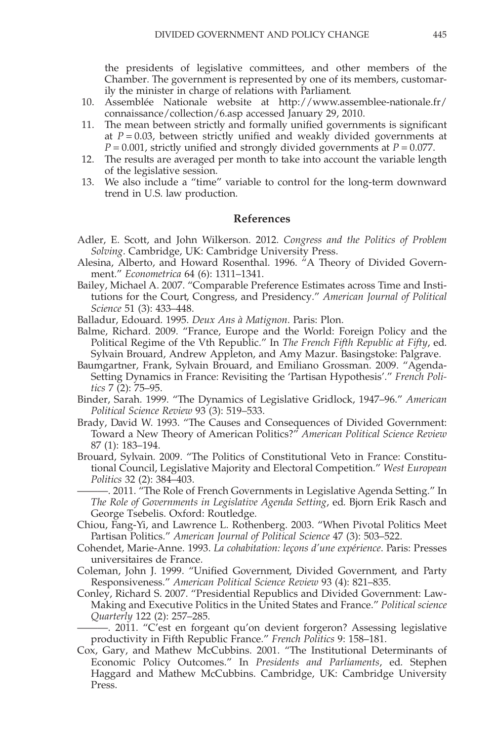the presidents of legislative committees, and other members of the Chamber. The government is represented by one of its members, customarily the minister in charge of relations with Parliament.

10. Assemblée Nationale website at http://www.assemblee-nationale.fr/connaissance/collection/6.asp accessed January 29, 2010.
11. The mean between strictly and formally unified governments is significant at $P = 0.03$, between strictly unified and weakly divided governments at $P = 0.001$, strictly unified and strongly divided governments at $P = 0.077$.
12. The results are averaged per month to take into account the variable length of the legislative session.
13. We also include a "time" variable to control for the long-term downward trend in U.S. law production.

## References

Adler, E. Scott, and John Wilkerson. 2012. *Congress and the Politics of Problem Solving*. Cambridge, UK: Cambridge University Press.

Alesina, Alberto, and Howard Rosenthal. 1996. "A Theory of Divided Government." *Econometrica* 64 (6): 1311–1341.

Bailey, Michael A. 2007. "Comparable Preference Estimates across Time and Institutions for the Court, Congress, and Presidency." *American Journal of Political Science* 51 (3): 433–448.

Balladur, Edouard. 1995. *Deux Ans à Matignon*. Paris: Plon.

Balme, Richard. 2009. "France, Europe and the World: Foreign Policy and the Political Regime of the Vth Republic." In *The French Fifth Republic at Fifty*, ed. Sylvain Brouard, Andrew Appleton, and Amy Mazur. Basingstoke: Palgrave.

Baumgartner, Frank, Sylvain Brouard, and Emiliano Grossman. 2009. "Agenda-Setting Dynamics in France: Revisiting the 'Partisan Hypothesis'." *French Politics* 7 (2): 75–95.

Binder, Sarah. 1999. "The Dynamics of Legislative Gridlock, 1947–96." *American Political Science Review* 93 (3): 519–533.

Brady, David W. 1993. "The Causes and Consequences of Divided Government: Toward a New Theory of American Politics?" *American Political Science Review* 87 (1): 183–194.

Brouard, Sylvain. 2009. "The Politics of Constitutional Veto in France: Constitutional Council, Legislative Majority and Electoral Competition." *West European Politics* 32 (2): 384–403.

———. 2011. "The Role of French Governments in Legislative Agenda Setting." In *The Role of Governments in Legislative Agenda Setting*, ed. Bjorn Erik Rasch and George Tsebelis. Oxford: Routledge.

Chiou, Fang-Yi, and Lawrence L. Rothenberg. 2003. "When Pivotal Politics Meet Partisan Politics." *American Journal of Political Science* 47 (3): 503–522.

Cohendet, Marie-Anne. 1993. *La cohabitation: leçons d'une expérience*. Paris: Presses universitaires de France.

Coleman, John J. 1999. "Unified Government, Divided Government, and Party Responsiveness." *American Political Science Review* 93 (4): 821–835.

Conley, Richard S. 2007. "Presidential Republics and Divided Government: Law-Making and Executive Politics in the United States and France." *Political science Quarterly* 122 (2): 257–285.

———. 2011. "C'est en forgeant qu'on devient forgeron? Assessing legislative productivity in Fifth Republic France." *French Politics* 9: 158–181.

Cox, Gary, and Mathew McCubbins. 2001. "The Institutional Determinants of Economic Policy Outcomes." In *Presidents and Parliaments*, ed. Stephen Haggard and Mathew McCubbins. Cambridge, UK: Cambridge University Press.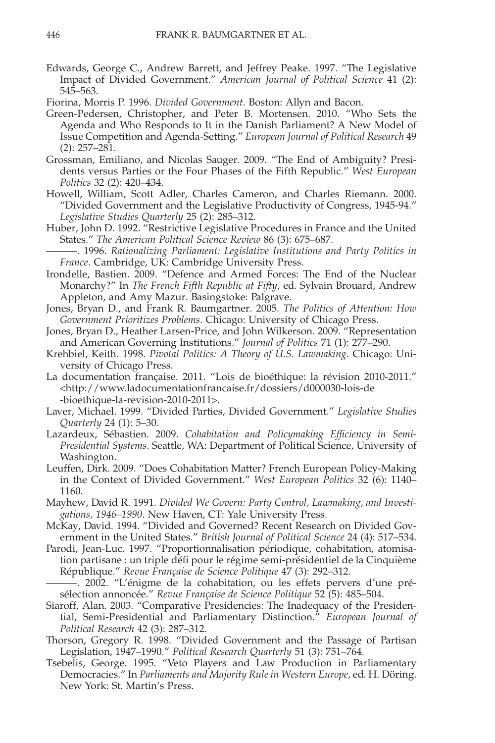Edwards, George C., Andrew Barrett, and Jeffrey Peake. 1997. "The Legislative Impact of Divided Government." *American Journal of Political Science* 41 (2): 545–563.

Fiorina, Morris P. 1996. *Divided Government*. Boston: Allyn and Bacon.

Green-Pedersen, Christopher, and Peter B. Mortensen. 2010. "Who Sets the Agenda and Who Responds to It in the Danish Parliament? A New Model of Issue Competition and Agenda-Setting." *European Journal of Political Research* 49 (2): 257–281.

Grossman, Emiliano, and Nicolas Sauger. 2009. "The End of Ambiguity? Presidents versus Parties or the Four Phases of the Fifth Republic." *West European Politics* 32 (2): 420–434.

Howell, William, Scott Adler, Charles Cameron, and Charles Riemann. 2000. "Divided Government and the Legislative Productivity of Congress, 1945-94." *Legislative Studies Quarterly* 25 (2): 285–312.

Huber, John D. 1992. "Restrictive Legislative Procedures in France and the United States." *The American Political Science Review* 86 (3): 675–687.

———. 1996. *Rationalizing Parliament: Legislative Institutions and Party Politics in France*. Cambridge, UK: Cambridge University Press.

Irondelle, Bastien. 2009. "Defence and Armed Forces: The End of the Nuclear Monarchy?" In *The French Fifth Republic at Fifty*, ed. Sylvain Brouard, Andrew Appleton, and Amy Mazur. Basingstoke: Palgrave.

Jones, Bryan D., and Frank R. Baumgartner. 2005. *The Politics of Attention: How Government Prioritizes Problems*. Chicago: University of Chicago Press.

Jones, Bryan D., Heather Larsen-Price, and John Wilkerson. 2009. "Representation and American Governing Institutions." *Journal of Politics* 71 (1): 277–290.

Krehbiel, Keith. 1998. *Pivotal Politics: A Theory of U.S. Lawmaking*. Chicago: University of Chicago Press.

La documentation française. 2011. "Lois de bioéthique: la révision 2010-2011." <http://www.ladocumentationfrancaise.fr/dossiers/d000030-lois-de-bioethique-la-revision-2010-2011>.

Laver, Michael. 1999. "Divided Parties, Divided Government." *Legislative Studies Quarterly* 24 (1): 5–30.

Lazardeux, Sébastien. 2009. *Cohabitation and Policymaking Efficiency in Semi-Presidential Systems*. Seattle, WA: Department of Political Science, University of Washington.

Leuffen, Dirk. 2009. "Does Cohabitation Matter? French European Policy-Making in the Context of Divided Government." *West European Politics* 32 (6): 1140–1160.

Mayhew, David R. 1991. *Divided We Govern: Party Control, Lawmaking, and Investigations, 1946–1990*. New Haven, CT: Yale University Press.

McKay, David. 1994. "Divided and Governed? Recent Research on Divided Government in the United States." *British Journal of Political Science* 24 (4): 517–534.

Parodi, Jean-Luc. 1997. "Proportionnalisation périodique, cohabitation, atomisation partisane : un triple défi pour le régime semi-présidentiel de la Cinquième République." *Revue Française de Science Politique* 47 (3): 292–312.

———. 2002. "L'énigme de la cohabitation, ou les effets pervers d'une présélection annoncée." *Revue Française de Science Politique* 52 (5): 485–504.

Siaroff, Alan. 2003. "Comparative Presidencies: The Inadequacy of the Presidential, Semi-Presidential and Parliamentary Distinction." *European Journal of Political Research* 42 (3): 287–312.

Thorson, Gregory R. 1998. "Divided Government and the Passage of Partisan Legislation, 1947–1990." *Political Research Quarterly* 51 (3): 751–764.

Tsebelis, George. 1995. "Veto Players and Law Production in Parliamentary Democracies." In *Parliaments and Majority Rule in Western Europe*, ed. H. Döring. New York: St. Martin's Press.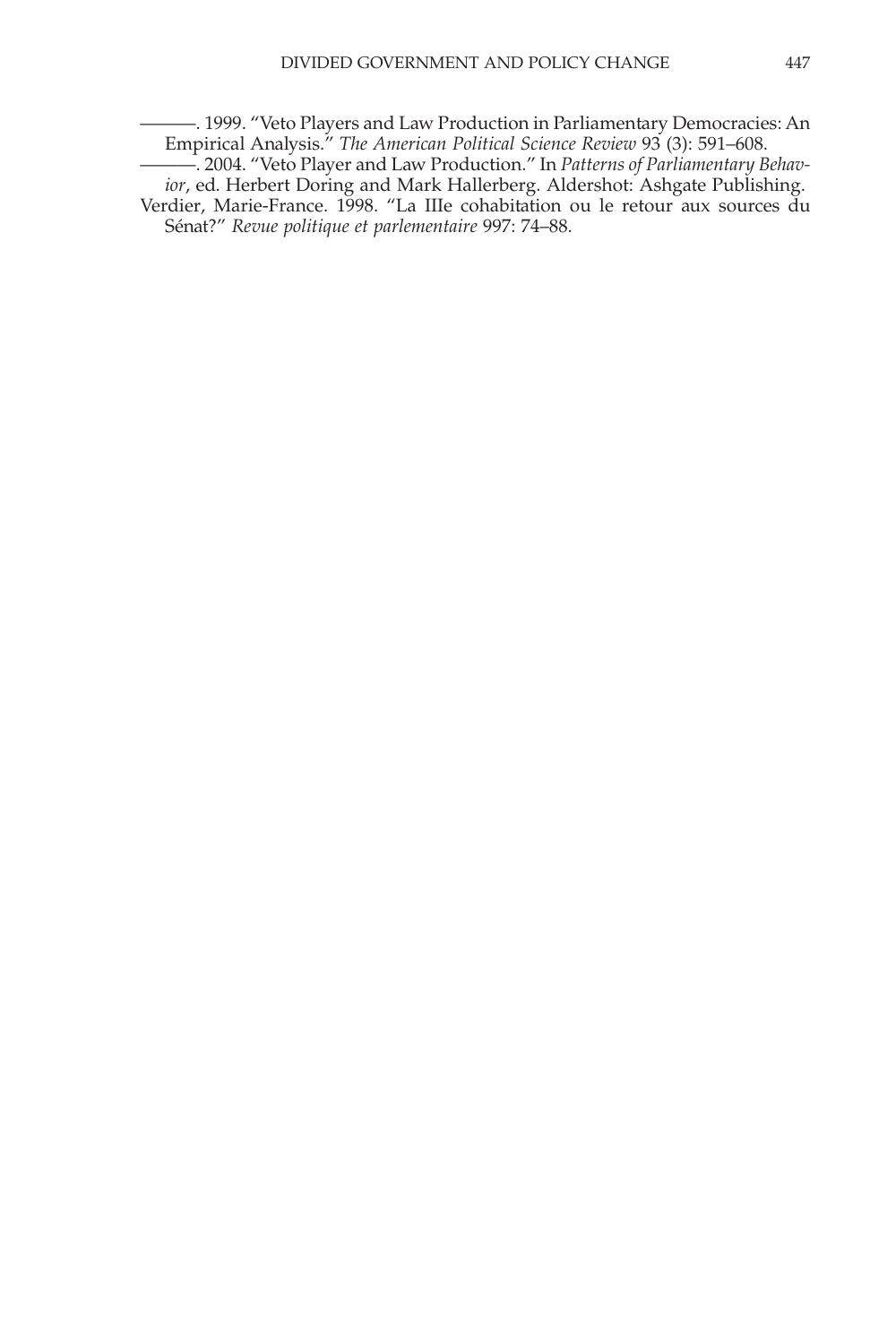———. 1999. "Veto Players and Law Production in Parliamentary Democracies: An Empirical Analysis." *The American Political Science Review* 93 (3): 591–608.

———. 2004. "Veto Player and Law Production." In *Patterns of Parliamentary Behavior*, ed. Herbert Doring and Mark Hallerberg. Aldershot: Ashgate Publishing.

Verdier, Marie-France. 1998. "La IIIe cohabitation ou le retour aux sources du Sénat?" *Revue politique et parlementaire* 997: 74–88.